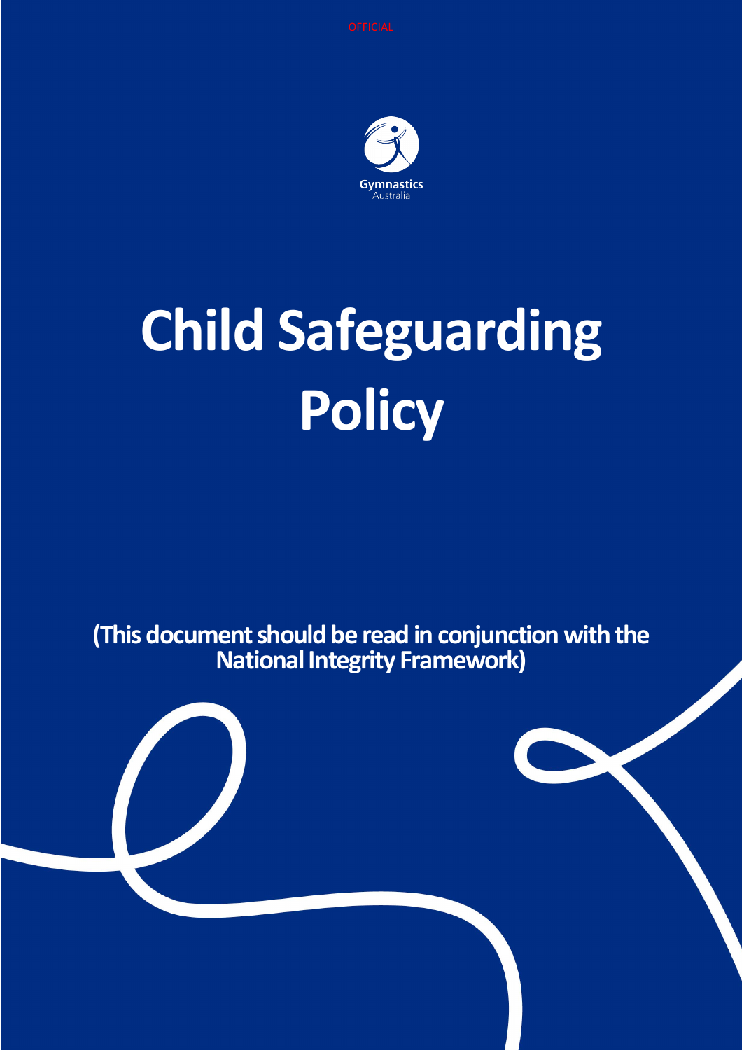OFFICIAL

Gymnastics Australia

# Child Safeguarding Policy

**(This document should be read in conjunction with the National Integrity Framework)**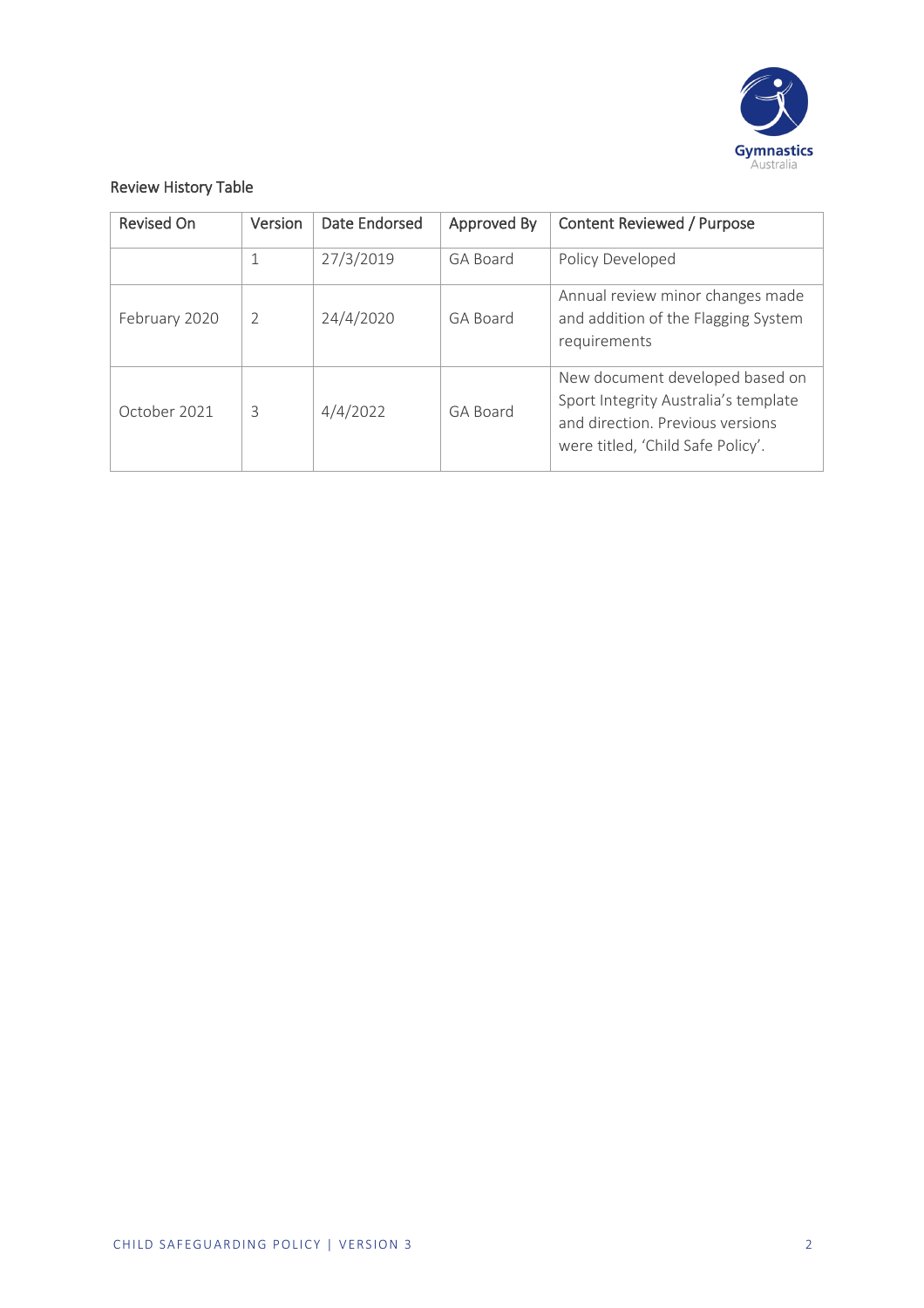Review History Table

| Revised On | Version | Date Endorsed | Approved By | Content Reviewed / Purpose |
|---|---|---|---|---|
| | 1 | 27/3/2019 | GA Board | Policy Developed |
| February 2020 | 2 | 24/4/2020 | GA Board | Annual review minor changes made and addition of the Flagging System requirements |
| October 2021 | 3 | 4/4/2022 | GA Board | New document developed based on Sport Integrity Australia's template and direction. Previous versions were titled, 'Child Safe Policy'. |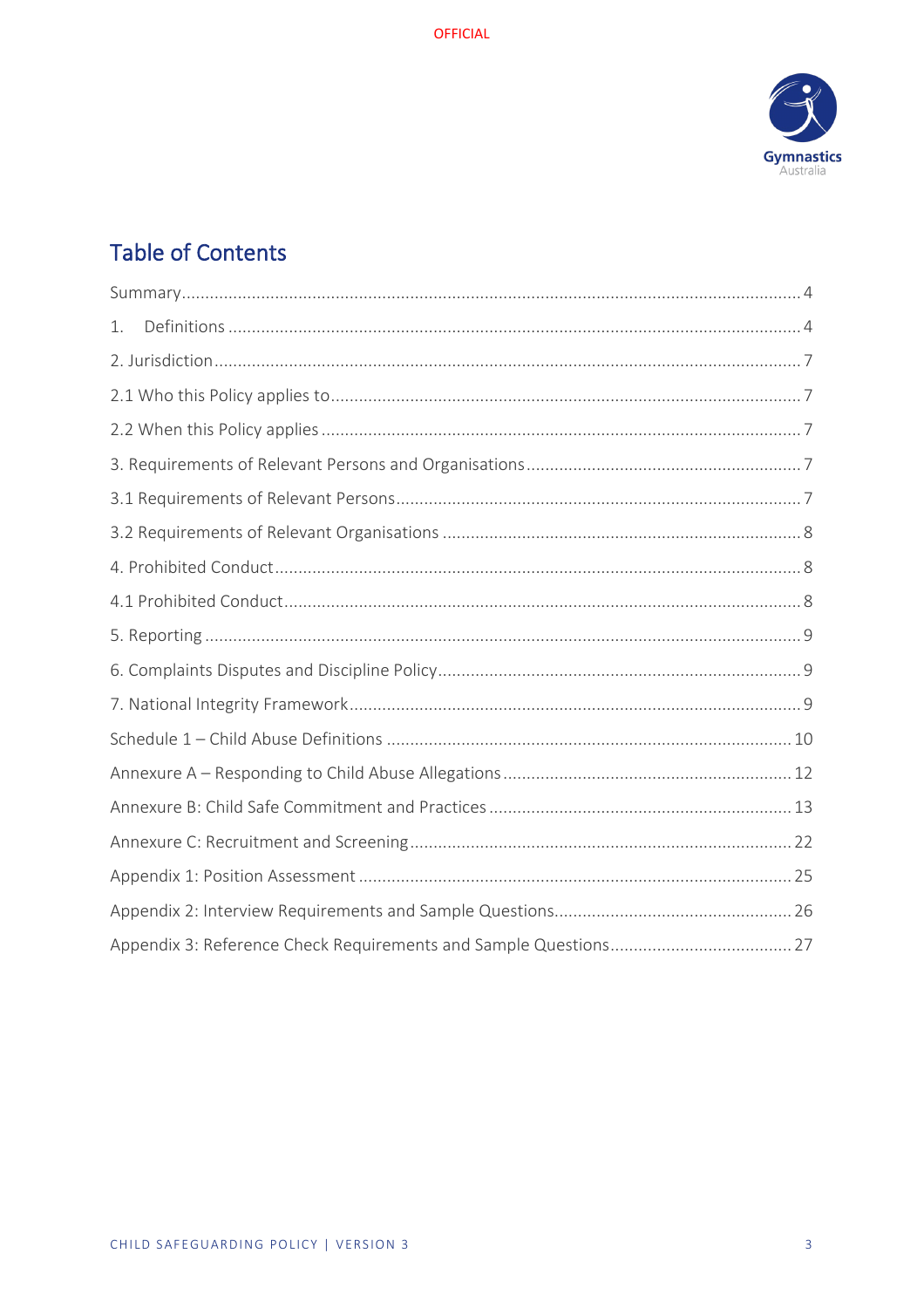## Table of Contents

Summary ........ 4

1. Definitions ........ 4

2. Jurisdiction ........ 7

2.1 Who this Policy applies to ........ 7

2.2 When this Policy applies ........ 7

3. Requirements of Relevant Persons and Organisations ........ 7

3.1 Requirements of Relevant Persons ........ 7

3.2 Requirements of Relevant Organisations ........ 8

4. Prohibited Conduct ........ 8

4.1 Prohibited Conduct ........ 8

5. Reporting ........ 9

6. Complaints Disputes and Discipline Policy ........ 9

7. National Integrity Framework ........ 9

Schedule 1 – Child Abuse Definitions ........ 10

Annexure A – Responding to Child Abuse Allegations ........ 12

Annexure B: Child Safe Commitment and Practices ........ 13

Annexure C: Recruitment and Screening ........ 22

Appendix 1: Position Assessment ........ 25

Appendix 2: Interview Requirements and Sample Questions ........ 26

Appendix 3: Reference Check Requirements and Sample Questions ........ 27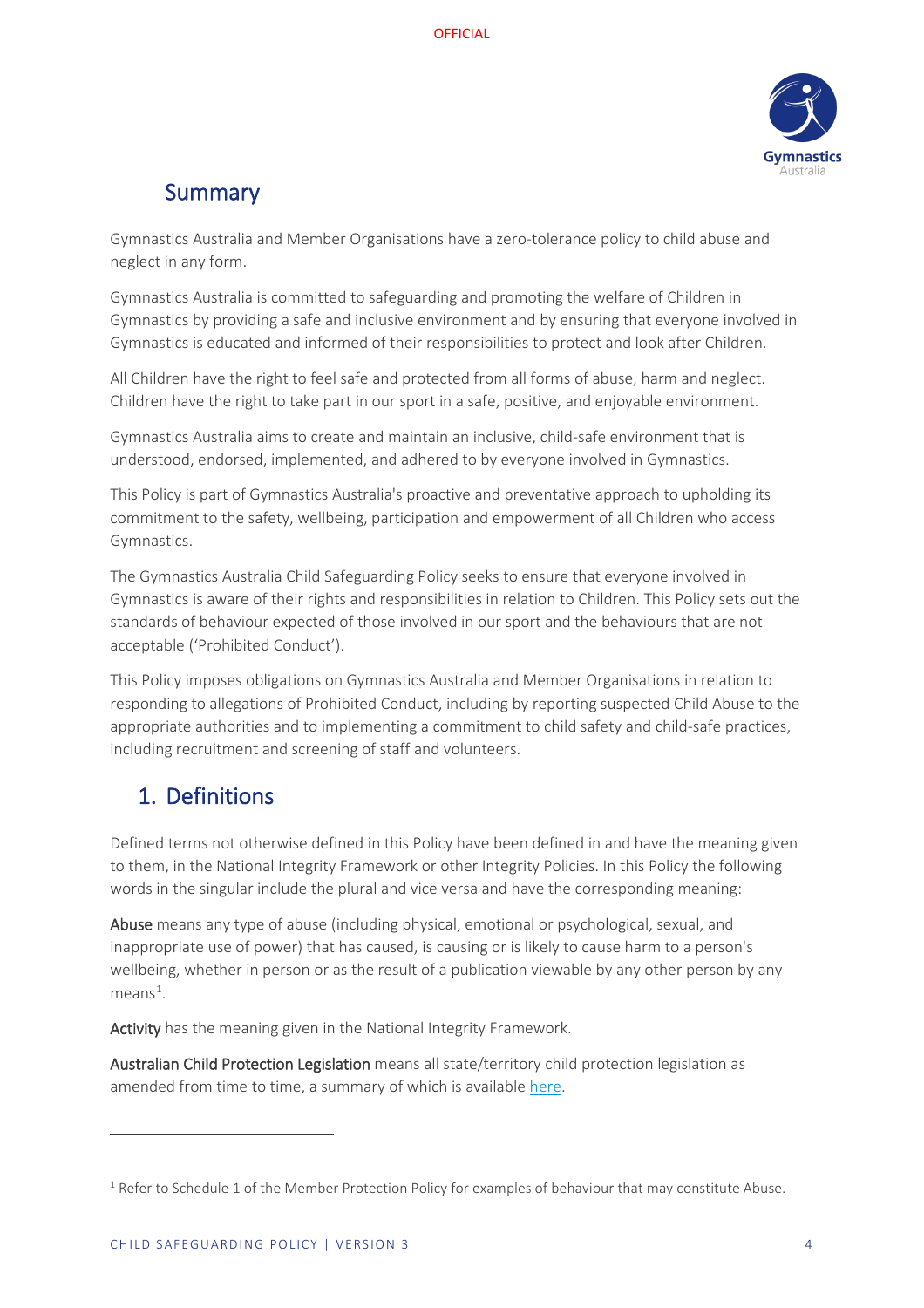## Summary

Gymnastics Australia and Member Organisations have a zero-tolerance policy to child abuse and neglect in any form.

Gymnastics Australia is committed to safeguarding and promoting the welfare of Children in Gymnastics by providing a safe and inclusive environment and by ensuring that everyone involved in Gymnastics is educated and informed of their responsibilities to protect and look after Children.

All Children have the right to feel safe and protected from all forms of abuse, harm and neglect. Children have the right to take part in our sport in a safe, positive, and enjoyable environment.

Gymnastics Australia aims to create and maintain an inclusive, child-safe environment that is understood, endorsed, implemented, and adhered to by everyone involved in Gymnastics.

This Policy is part of Gymnastics Australia's proactive and preventative approach to upholding its commitment to the safety, wellbeing, participation and empowerment of all Children who access Gymnastics.

The Gymnastics Australia Child Safeguarding Policy seeks to ensure that everyone involved in Gymnastics is aware of their rights and responsibilities in relation to Children. This Policy sets out the standards of behaviour expected of those involved in our sport and the behaviours that are not acceptable ('Prohibited Conduct').

This Policy imposes obligations on Gymnastics Australia and Member Organisations in relation to responding to allegations of Prohibited Conduct, including by reporting suspected Child Abuse to the appropriate authorities and to implementing a commitment to child safety and child-safe practices, including recruitment and screening of staff and volunteers.

## 1. Definitions

Defined terms not otherwise defined in this Policy have been defined in and have the meaning given to them, in the National Integrity Framework or other Integrity Policies. In this Policy the following words in the singular include the plural and vice versa and have the corresponding meaning:

**Abuse** means any type of abuse (including physical, emotional or psychological, sexual, and inappropriate use of power) that has caused, is causing or is likely to cause harm to a person's wellbeing, whether in person or as the result of a publication viewable by any other person by any means[1].

**Activity** has the meaning given in the National Integrity Framework.

**Australian Child Protection Legislation** means all state/territory child protection legislation as amended from time to time, a summary of which is available here.

[1] Refer to Schedule 1 of the Member Protection Policy for examples of behaviour that may constitute Abuse.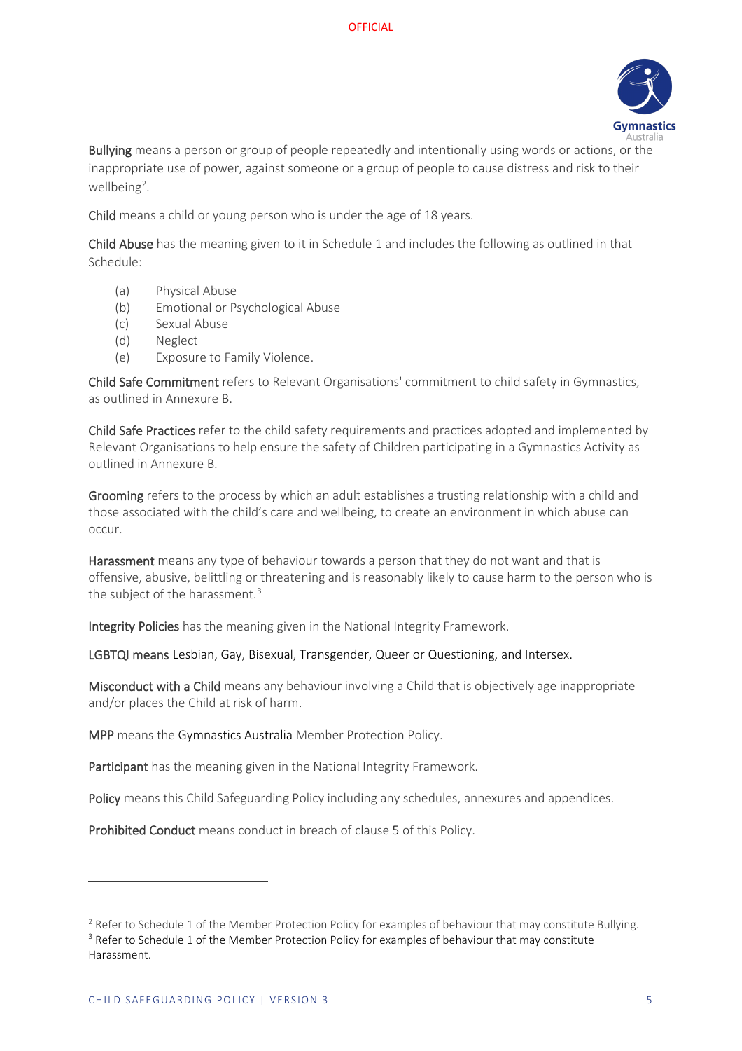**Bullying** means a person or group of people repeatedly and intentionally using words or actions, or the inappropriate use of power, against someone or a group of people to cause distress and risk to their wellbeing[2].

**Child** means a child or young person who is under the age of 18 years.

**Child Abuse** has the meaning given to it in Schedule 1 and includes the following as outlined in that Schedule:

(a) Physical Abuse
(b) Emotional or Psychological Abuse
(c) Sexual Abuse
(d) Neglect
(e) Exposure to Family Violence.

**Child Safe Commitment** refers to Relevant Organisations' commitment to child safety in Gymnastics, as outlined in Annexure B.

**Child Safe Practices** refer to the child safety requirements and practices adopted and implemented by Relevant Organisations to help ensure the safety of Children participating in a Gymnastics Activity as outlined in Annexure B.

**Grooming** refers to the process by which an adult establishes a trusting relationship with a child and those associated with the child's care and wellbeing, to create an environment in which abuse can occur.

**Harassment** means any type of behaviour towards a person that they do not want and that is offensive, abusive, belittling or threatening and is reasonably likely to cause harm to the person who is the subject of the harassment.[3]

**Integrity Policies** has the meaning given in the National Integrity Framework.

**LGBTQI means** Lesbian, Gay, Bisexual, Transgender, Queer or Questioning, and Intersex.

**Misconduct with a Child** means any behaviour involving a Child that is objectively age inappropriate and/or places the Child at risk of harm.

**MPP** means the Gymnastics Australia Member Protection Policy.

**Participant** has the meaning given in the National Integrity Framework.

**Policy** means this Child Safeguarding Policy including any schedules, annexures and appendices.

**Prohibited Conduct** means conduct in breach of clause 5 of this Policy.

---

[2] Refer to Schedule 1 of the Member Protection Policy for examples of behaviour that may constitute Bullying.
[3] Refer to Schedule 1 of the Member Protection Policy for examples of behaviour that may constitute Harassment.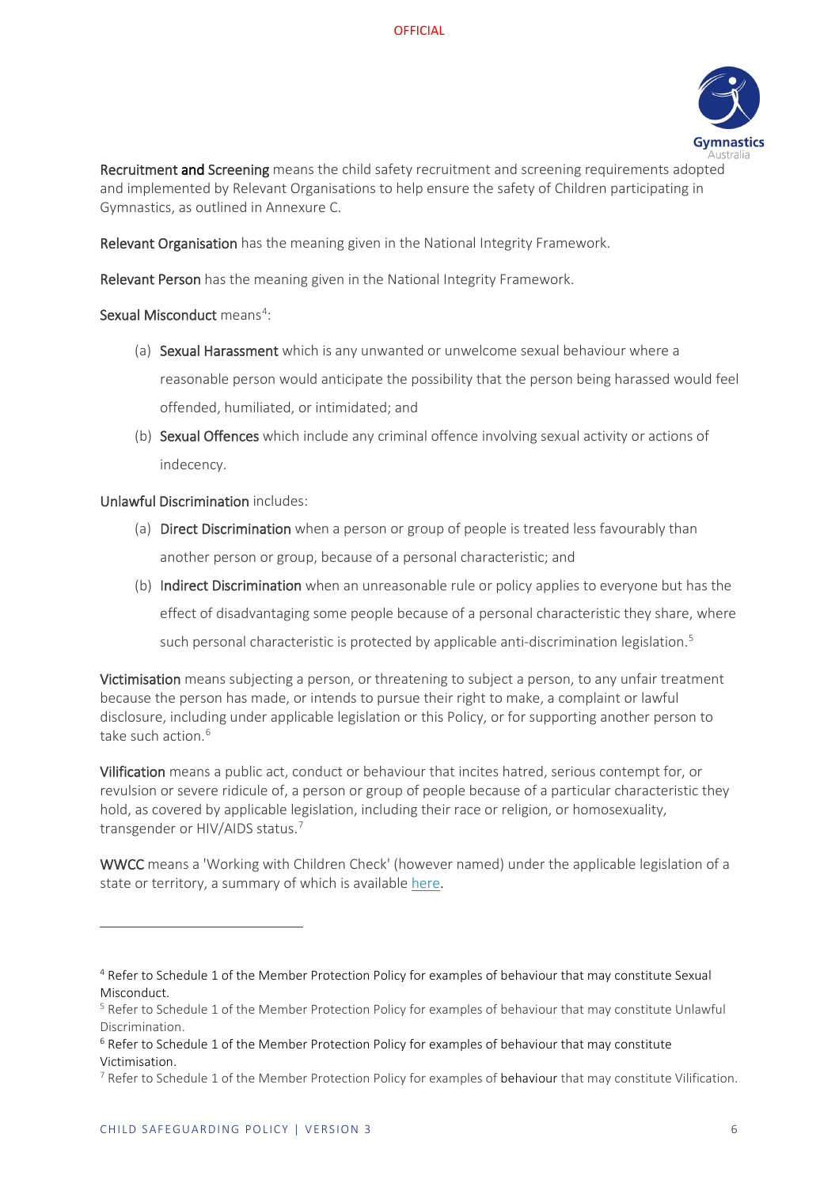**Recruitment and Screening** means the child safety recruitment and screening requirements adopted and implemented by Relevant Organisations to help ensure the safety of Children participating in Gymnastics, as outlined in Annexure C.

**Relevant Organisation** has the meaning given in the National Integrity Framework.

**Relevant Person** has the meaning given in the National Integrity Framework.

**Sexual Misconduct** means[4]:

(a) **Sexual Harassment** which is any unwanted or unwelcome sexual behaviour where a reasonable person would anticipate the possibility that the person being harassed would feel offended, humiliated, or intimidated; and

(b) **Sexual Offences** which include any criminal offence involving sexual activity or actions of indecency.

**Unlawful Discrimination** includes:

(a) **Direct Discrimination** when a person or group of people is treated less favourably than another person or group, because of a personal characteristic; and

(b) **Indirect Discrimination** when an unreasonable rule or policy applies to everyone but has the effect of disadvantaging some people because of a personal characteristic they share, where such personal characteristic is protected by applicable anti-discrimination legislation.[5]

**Victimisation** means subjecting a person, or threatening to subject a person, to any unfair treatment because the person has made, or intends to pursue their right to make, a complaint or lawful disclosure, including under applicable legislation or this Policy, or for supporting another person to take such action.[6]

**Vilification** means a public act, conduct or behaviour that incites hatred, serious contempt for, or revulsion or severe ridicule of, a person or group of people because of a particular characteristic they hold, as covered by applicable legislation, including their race or religion, or homosexuality, transgender or HIV/AIDS status.[7]

**WWCC** means a 'Working with Children Check' (however named) under the applicable legislation of a state or territory, a summary of which is available [here](#).

---

[4] Refer to Schedule 1 of the Member Protection Policy for examples of behaviour that may constitute Sexual Misconduct.

[5] Refer to Schedule 1 of the Member Protection Policy for examples of behaviour that may constitute Unlawful Discrimination.

[6] Refer to Schedule 1 of the Member Protection Policy for examples of behaviour that may constitute Victimisation.

[7] Refer to Schedule 1 of the Member Protection Policy for examples of behaviour that may constitute Vilification.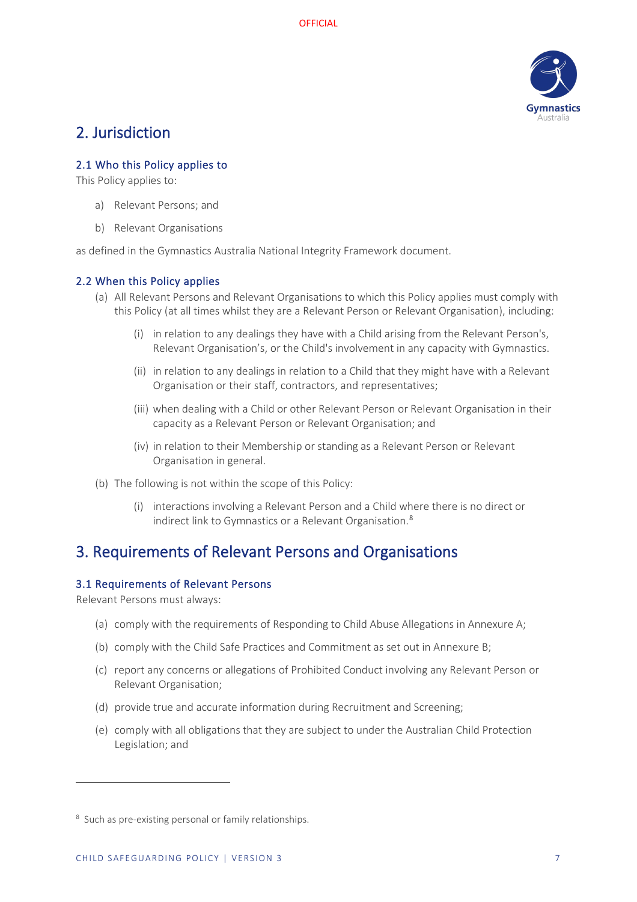# 2. Jurisdiction

### 2.1 Who this Policy applies to

This Policy applies to:

a) Relevant Persons; and

b) Relevant Organisations

as defined in the Gymnastics Australia National Integrity Framework document.

### 2.2 When this Policy applies

(a) All Relevant Persons and Relevant Organisations to which this Policy applies must comply with this Policy (at all times whilst they are a Relevant Person or Relevant Organisation), including:

  (i) in relation to any dealings they have with a Child arising from the Relevant Person's, Relevant Organisation's, or the Child's involvement in any capacity with Gymnastics.

  (ii) in relation to any dealings in relation to a Child that they might have with a Relevant Organisation or their staff, contractors, and representatives;

  (iii) when dealing with a Child or other Relevant Person or Relevant Organisation in their capacity as a Relevant Person or Relevant Organisation; and

  (iv) in relation to their Membership or standing as a Relevant Person or Relevant Organisation in general.

(b) The following is not within the scope of this Policy:

  (i) interactions involving a Relevant Person and a Child where there is no direct or indirect link to Gymnastics or a Relevant Organisation.[8]

# 3. Requirements of Relevant Persons and Organisations

### 3.1 Requirements of Relevant Persons

Relevant Persons must always:

(a) comply with the requirements of Responding to Child Abuse Allegations in Annexure A;

(b) comply with the Child Safe Practices and Commitment as set out in Annexure B;

(c) report any concerns or allegations of Prohibited Conduct involving any Relevant Person or Relevant Organisation;

(d) provide true and accurate information during Recruitment and Screening;

(e) comply with all obligations that they are subject to under the Australian Child Protection Legislation; and

---

[8] Such as pre-existing personal or family relationships.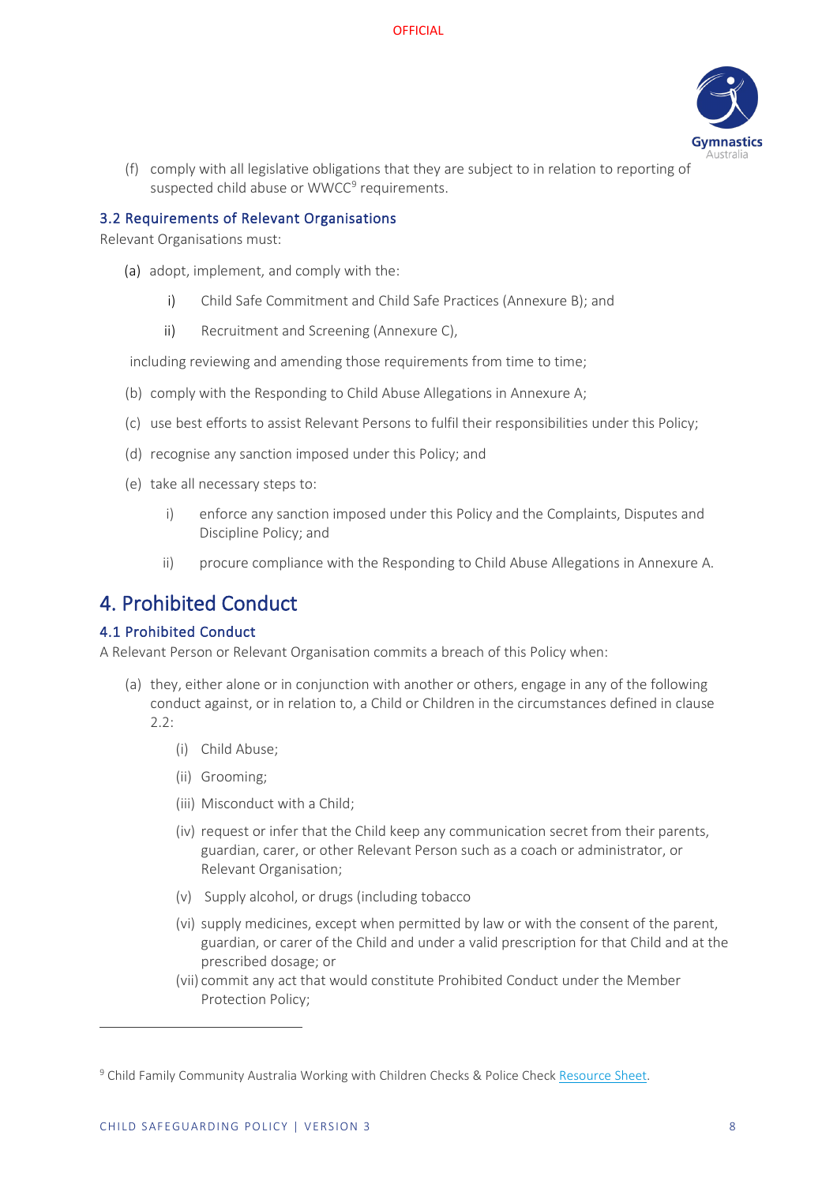(f) comply with all legislative obligations that they are subject to in relation to reporting of suspected child abuse or WWCC[9] requirements.

### 3.2 Requirements of Relevant Organisations

Relevant Organisations must:

(a) adopt, implement, and comply with the:

i) Child Safe Commitment and Child Safe Practices (Annexure B); and

ii) Recruitment and Screening (Annexure C),

including reviewing and amending those requirements from time to time;

(b) comply with the Responding to Child Abuse Allegations in Annexure A;

(c) use best efforts to assist Relevant Persons to fulfil their responsibilities under this Policy;

(d) recognise any sanction imposed under this Policy; and

(e) take all necessary steps to:

i) enforce any sanction imposed under this Policy and the Complaints, Disputes and Discipline Policy; and

ii) procure compliance with the Responding to Child Abuse Allegations in Annexure A.

## 4. Prohibited Conduct

### 4.1 Prohibited Conduct

A Relevant Person or Relevant Organisation commits a breach of this Policy when:

(a) they, either alone or in conjunction with another or others, engage in any of the following conduct against, or in relation to, a Child or Children in the circumstances defined in clause 2.2:

(i) Child Abuse;

(ii) Grooming;

(iii) Misconduct with a Child;

(iv) request or infer that the Child keep any communication secret from their parents, guardian, carer, or other Relevant Person such as a coach or administrator, or Relevant Organisation;

(v) Supply alcohol, or drugs (including tobacco

(vi) supply medicines, except when permitted by law or with the consent of the parent, guardian, or carer of the Child and under a valid prescription for that Child and at the prescribed dosage; or

(vii) commit any act that would constitute Prohibited Conduct under the Member Protection Policy;

---

[9] Child Family Community Australia Working with Children Checks & Police Check Resource Sheet.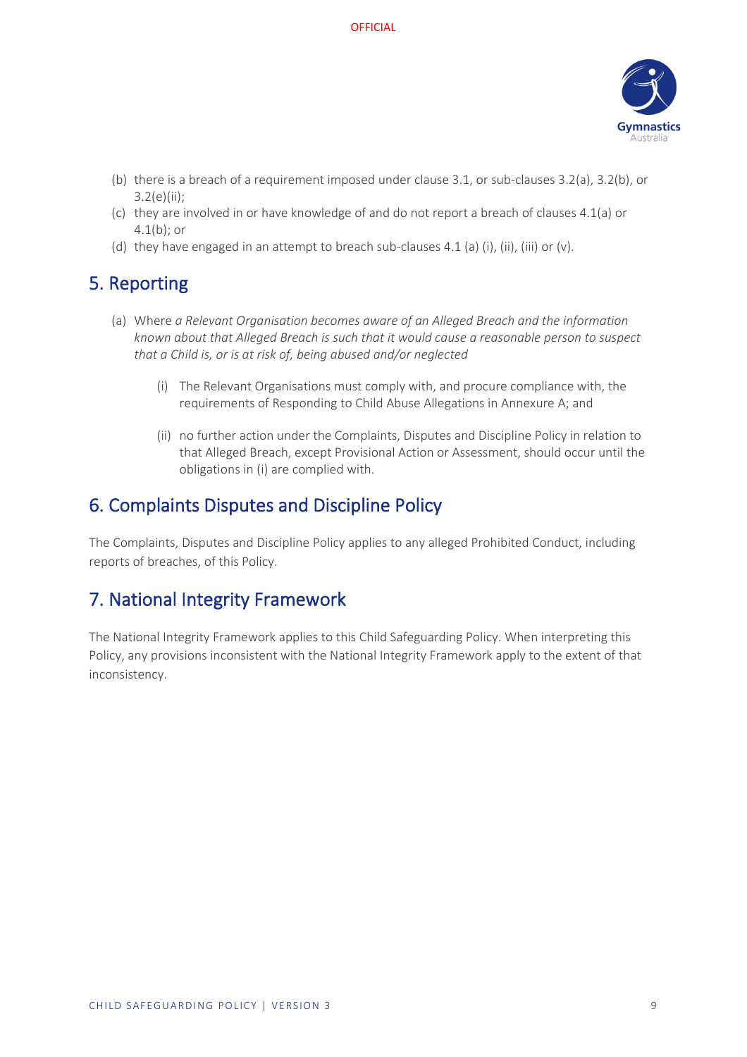(b) there is a breach of a requirement imposed under clause 3.1, or sub-clauses 3.2(a), 3.2(b), or 3.2(e)(ii);

(c) they are involved in or have knowledge of and do not report a breach of clauses 4.1(a) or 4.1(b); or

(d) they have engaged in an attempt to breach sub-clauses 4.1 (a) (i), (ii), (iii) or (v).

## 5. Reporting

(a) Where *a Relevant Organisation becomes aware of an Alleged Breach and the information known about that Alleged Breach is such that it would cause a reasonable person to suspect that a Child is, or is at risk of, being abused and/or neglected*

   (i) The Relevant Organisations must comply with, and procure compliance with, the requirements of Responding to Child Abuse Allegations in Annexure A; and

   (ii) no further action under the Complaints, Disputes and Discipline Policy in relation to that Alleged Breach, except Provisional Action or Assessment, should occur until the obligations in (i) are complied with.

## 6. Complaints Disputes and Discipline Policy

The Complaints, Disputes and Discipline Policy applies to any alleged Prohibited Conduct, including reports of breaches, of this Policy.

## 7. National Integrity Framework

The National Integrity Framework applies to this Child Safeguarding Policy. When interpreting this Policy, any provisions inconsistent with the National Integrity Framework apply to the extent of that inconsistency.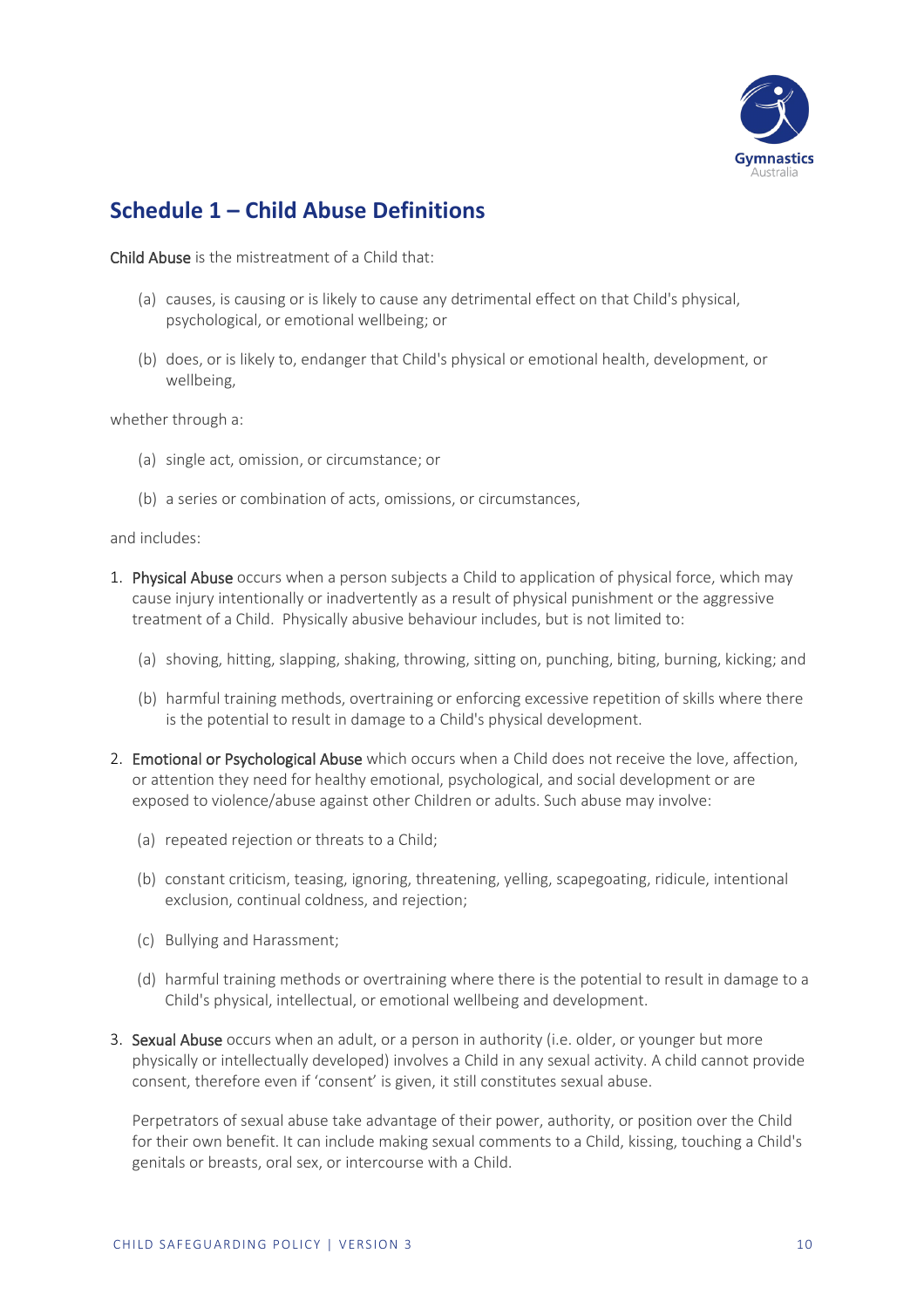## Schedule 1 – Child Abuse Definitions

Child Abuse is the mistreatment of a Child that:

(a) causes, is causing or is likely to cause any detrimental effect on that Child's physical, psychological, or emotional wellbeing; or

(b) does, or is likely to, endanger that Child's physical or emotional health, development, or wellbeing,

whether through a:

(a) single act, omission, or circumstance; or

(b) a series or combination of acts, omissions, or circumstances,

and includes:

1. Physical Abuse occurs when a person subjects a Child to application of physical force, which may cause injury intentionally or inadvertently as a result of physical punishment or the aggressive treatment of a Child. Physically abusive behaviour includes, but is not limited to:

   (a) shoving, hitting, slapping, shaking, throwing, sitting on, punching, biting, burning, kicking; and

   (b) harmful training methods, overtraining or enforcing excessive repetition of skills where there is the potential to result in damage to a Child's physical development.

2. Emotional or Psychological Abuse which occurs when a Child does not receive the love, affection, or attention they need for healthy emotional, psychological, and social development or are exposed to violence/abuse against other Children or adults. Such abuse may involve:

   (a) repeated rejection or threats to a Child;

   (b) constant criticism, teasing, ignoring, threatening, yelling, scapegoating, ridicule, intentional exclusion, continual coldness, and rejection;

   (c) Bullying and Harassment;

   (d) harmful training methods or overtraining where there is the potential to result in damage to a Child's physical, intellectual, or emotional wellbeing and development.

3. Sexual Abuse occurs when an adult, or a person in authority (i.e. older, or younger but more physically or intellectually developed) involves a Child in any sexual activity. A child cannot provide consent, therefore even if 'consent' is given, it still constitutes sexual abuse.

   Perpetrators of sexual abuse take advantage of their power, authority, or position over the Child for their own benefit. It can include making sexual comments to a Child, kissing, touching a Child's genitals or breasts, oral sex, or intercourse with a Child.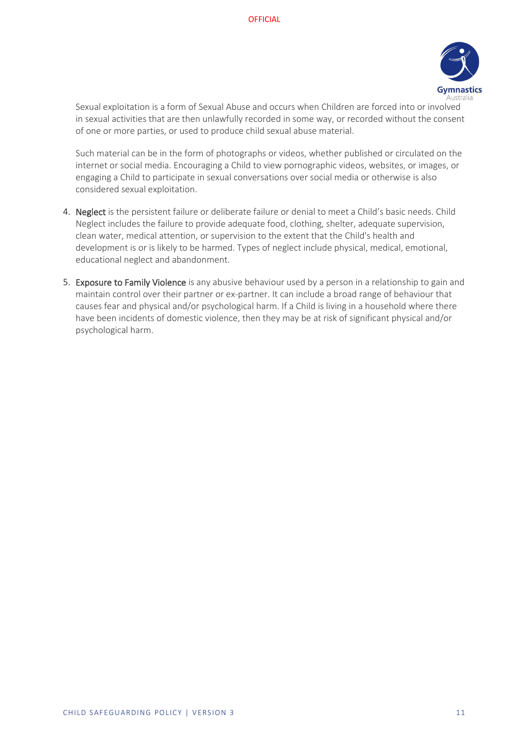Sexual exploitation is a form of Sexual Abuse and occurs when Children are forced into or involved in sexual activities that are then unlawfully recorded in some way, or recorded without the consent of one or more parties, or used to produce child sexual abuse material.

Such material can be in the form of photographs or videos, whether published or circulated on the internet or social media. Encouraging a Child to view pornographic videos, websites, or images, or engaging a Child to participate in sexual conversations over social media or otherwise is also considered sexual exploitation.

4. **Neglect** is the persistent failure or deliberate failure or denial to meet a Child's basic needs. Child Neglect includes the failure to provide adequate food, clothing, shelter, adequate supervision, clean water, medical attention, or supervision to the extent that the Child's health and development is or is likely to be harmed. Types of neglect include physical, medical, emotional, educational neglect and abandonment.

5. **Exposure to Family Violence** is any abusive behaviour used by a person in a relationship to gain and maintain control over their partner or ex-partner. It can include a broad range of behaviour that causes fear and physical and/or psychological harm. If a Child is living in a household where there have been incidents of domestic violence, then they may be at risk of significant physical and/or psychological harm.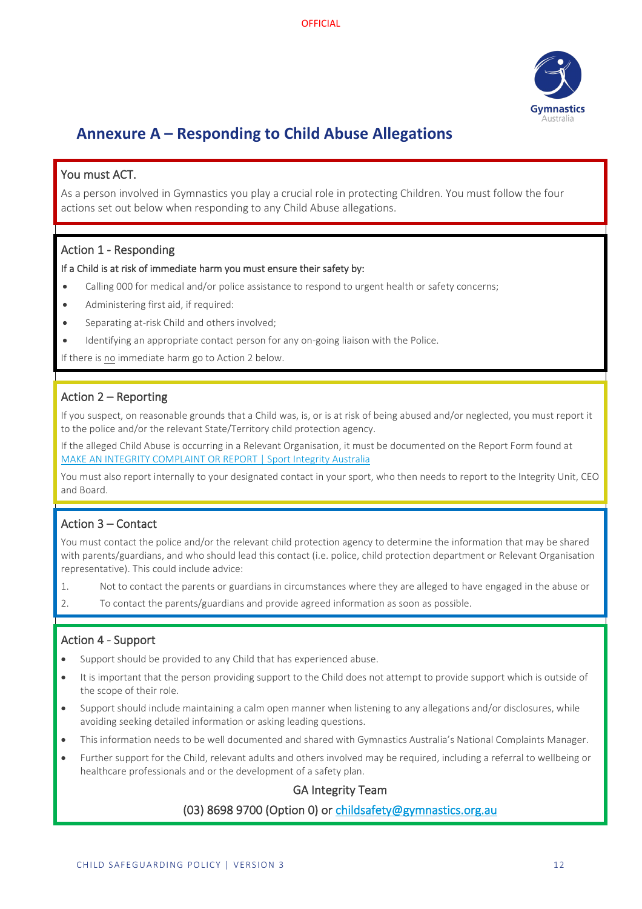# Annexure A – Responding to Child Abuse Allegations

## You must ACT.

As a person involved in Gymnastics you play a crucial role in protecting Children. You must follow the four actions set out below when responding to any Child Abuse allegations.

## Action 1 - Responding

If a Child is at risk of immediate harm you must ensure their safety by:

- Calling 000 for medical and/or police assistance to respond to urgent health or safety concerns;
- Administering first aid, if required:
- Separating at-risk Child and others involved;
- Identifying an appropriate contact person for any on-going liaison with the Police.

If there is no immediate harm go to Action 2 below.

## Action 2 – Reporting

If you suspect, on reasonable grounds that a Child was, is, or is at risk of being abused and/or neglected, you must report it to the police and/or the relevant State/Territory child protection agency.

If the alleged Child Abuse is occurring in a Relevant Organisation, it must be documented on the Report Form found at [MAKE AN INTEGRITY COMPLAINT OR REPORT | Sport Integrity Australia]

You must also report internally to your designated contact in your sport, who then needs to report to the Integrity Unit, CEO and Board.

## Action 3 – Contact

You must contact the police and/or the relevant child protection agency to determine the information that may be shared with parents/guardians, and who should lead this contact (i.e. police, child protection department or Relevant Organisation representative). This could include advice:

1. Not to contact the parents or guardians in circumstances where they are alleged to have engaged in the abuse or
2. To contact the parents/guardians and provide agreed information as soon as possible.

## Action 4 - Support

- Support should be provided to any Child that has experienced abuse.
- It is important that the person providing support to the Child does not attempt to provide support which is outside of the scope of their role.
- Support should include maintaining a calm open manner when listening to any allegations and/or disclosures, while avoiding seeking detailed information or asking leading questions.
- This information needs to be well documented and shared with Gymnastics Australia's National Complaints Manager.
- Further support for the Child, relevant adults and others involved may be required, including a referral to wellbeing or healthcare professionals and or the development of a safety plan.

**GA Integrity Team**

**(03) 8698 9700 (Option 0) or childsafety@gymnastics.org.au**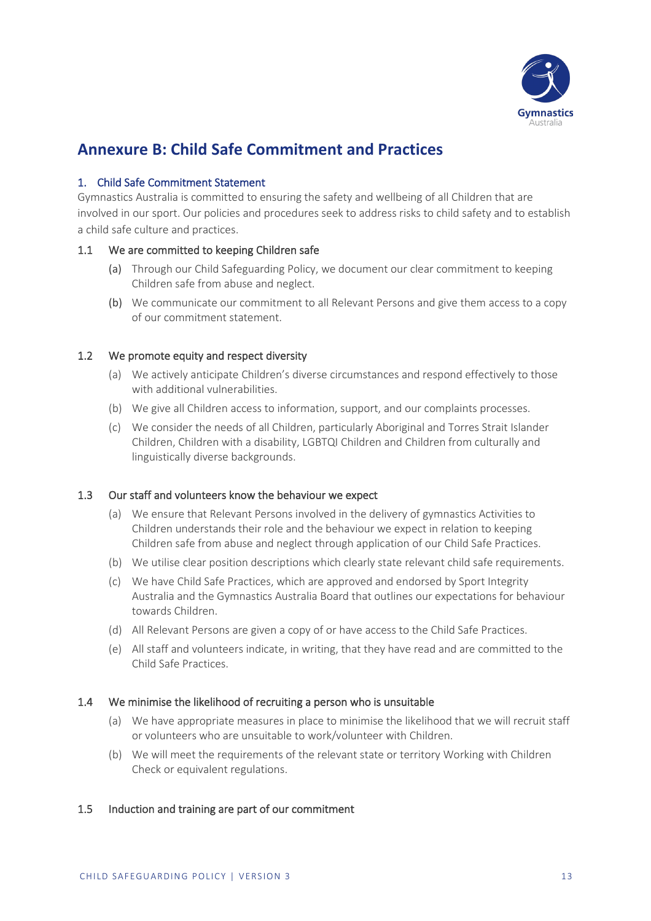# Annexure B: Child Safe Commitment and Practices

## 1. Child Safe Commitment Statement

Gymnastics Australia is committed to ensuring the safety and wellbeing of all Children that are involved in our sport. Our policies and procedures seek to address risks to child safety and to establish a child safe culture and practices.

### 1.1 We are committed to keeping Children safe

(a) Through our Child Safeguarding Policy, we document our clear commitment to keeping Children safe from abuse and neglect.

(b) We communicate our commitment to all Relevant Persons and give them access to a copy of our commitment statement.

### 1.2 We promote equity and respect diversity

(a) We actively anticipate Children's diverse circumstances and respond effectively to those with additional vulnerabilities.

(b) We give all Children access to information, support, and our complaints processes.

(c) We consider the needs of all Children, particularly Aboriginal and Torres Strait Islander Children, Children with a disability, LGBTQI Children and Children from culturally and linguistically diverse backgrounds.

### 1.3 Our staff and volunteers know the behaviour we expect

(a) We ensure that Relevant Persons involved in the delivery of gymnastics Activities to Children understands their role and the behaviour we expect in relation to keeping Children safe from abuse and neglect through application of our Child Safe Practices.

(b) We utilise clear position descriptions which clearly state relevant child safe requirements.

(c) We have Child Safe Practices, which are approved and endorsed by Sport Integrity Australia and the Gymnastics Australia Board that outlines our expectations for behaviour towards Children.

(d) All Relevant Persons are given a copy of or have access to the Child Safe Practices.

(e) All staff and volunteers indicate, in writing, that they have read and are committed to the Child Safe Practices.

### 1.4 We minimise the likelihood of recruiting a person who is unsuitable

(a) We have appropriate measures in place to minimise the likelihood that we will recruit staff or volunteers who are unsuitable to work/volunteer with Children.

(b) We will meet the requirements of the relevant state or territory Working with Children Check or equivalent regulations.

### 1.5 Induction and training are part of our commitment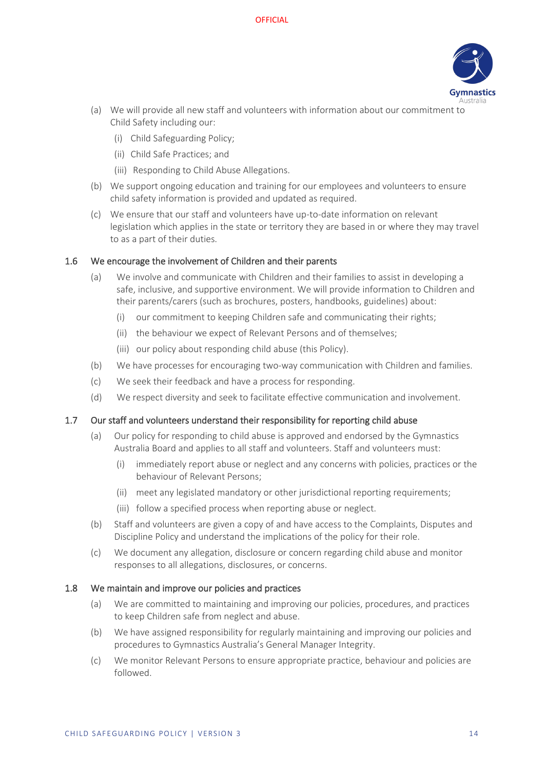(a) We will provide all new staff and volunteers with information about our commitment to Child Safety including our:

   (i) Child Safeguarding Policy;

   (ii) Child Safe Practices; and

   (iii) Responding to Child Abuse Allegations.

(b) We support ongoing education and training for our employees and volunteers to ensure child safety information is provided and updated as required.

(c) We ensure that our staff and volunteers have up-to-date information on relevant legislation which applies in the state or territory they are based in or where they may travel to as a part of their duties.

### 1.6 We encourage the involvement of Children and their parents

(a) We involve and communicate with Children and their families to assist in developing a safe, inclusive, and supportive environment. We will provide information to Children and their parents/carers (such as brochures, posters, handbooks, guidelines) about:

   (i) our commitment to keeping Children safe and communicating their rights;

   (ii) the behaviour we expect of Relevant Persons and of themselves;

   (iii) our policy about responding child abuse (this Policy).

(b) We have processes for encouraging two-way communication with Children and families.

(c) We seek their feedback and have a process for responding.

(d) We respect diversity and seek to facilitate effective communication and involvement.

### 1.7 Our staff and volunteers understand their responsibility for reporting child abuse

(a) Our policy for responding to child abuse is approved and endorsed by the Gymnastics Australia Board and applies to all staff and volunteers. Staff and volunteers must:

   (i) immediately report abuse or neglect and any concerns with policies, practices or the behaviour of Relevant Persons;

   (ii) meet any legislated mandatory or other jurisdictional reporting requirements;

   (iii) follow a specified process when reporting abuse or neglect.

(b) Staff and volunteers are given a copy of and have access to the Complaints, Disputes and Discipline Policy and understand the implications of the policy for their role.

(c) We document any allegation, disclosure or concern regarding child abuse and monitor responses to all allegations, disclosures, or concerns.

### 1.8 We maintain and improve our policies and practices

(a) We are committed to maintaining and improving our policies, procedures, and practices to keep Children safe from neglect and abuse.

(b) We have assigned responsibility for regularly maintaining and improving our policies and procedures to Gymnastics Australia's General Manager Integrity.

(c) We monitor Relevant Persons to ensure appropriate practice, behaviour and policies are followed.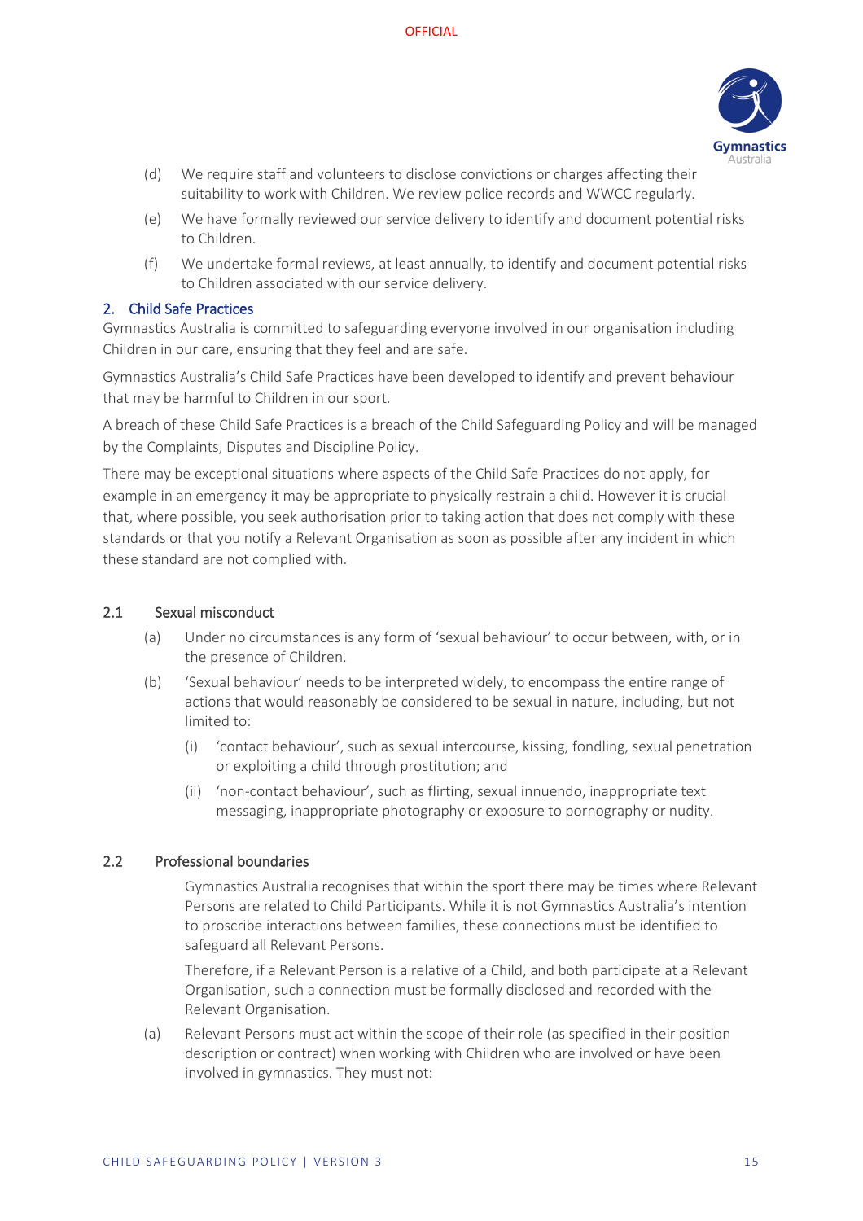(d) We require staff and volunteers to disclose convictions or charges affecting their suitability to work with Children. We review police records and WWCC regularly.

(e) We have formally reviewed our service delivery to identify and document potential risks to Children.

(f) We undertake formal reviews, at least annually, to identify and document potential risks to Children associated with our service delivery.

## 2. Child Safe Practices

Gymnastics Australia is committed to safeguarding everyone involved in our organisation including Children in our care, ensuring that they feel and are safe.

Gymnastics Australia's Child Safe Practices have been developed to identify and prevent behaviour that may be harmful to Children in our sport.

A breach of these Child Safe Practices is a breach of the Child Safeguarding Policy and will be managed by the Complaints, Disputes and Discipline Policy.

There may be exceptional situations where aspects of the Child Safe Practices do not apply, for example in an emergency it may be appropriate to physically restrain a child. However it is crucial that, where possible, you seek authorisation prior to taking action that does not comply with these standards or that you notify a Relevant Organisation as soon as possible after any incident in which these standard are not complied with.

### 2.1 Sexual misconduct

(a) Under no circumstances is any form of 'sexual behaviour' to occur between, with, or in the presence of Children.

(b) 'Sexual behaviour' needs to be interpreted widely, to encompass the entire range of actions that would reasonably be considered to be sexual in nature, including, but not limited to:

 (i) 'contact behaviour', such as sexual intercourse, kissing, fondling, sexual penetration or exploiting a child through prostitution; and

 (ii) 'non-contact behaviour', such as flirting, sexual innuendo, inappropriate text messaging, inappropriate photography or exposure to pornography or nudity.

### 2.2 Professional boundaries

Gymnastics Australia recognises that within the sport there may be times where Relevant Persons are related to Child Participants. While it is not Gymnastics Australia's intention to proscribe interactions between families, these connections must be identified to safeguard all Relevant Persons.

Therefore, if a Relevant Person is a relative of a Child, and both participate at a Relevant Organisation, such a connection must be formally disclosed and recorded with the Relevant Organisation.

(a) Relevant Persons must act within the scope of their role (as specified in their position description or contract) when working with Children who are involved or have been involved in gymnastics. They must not: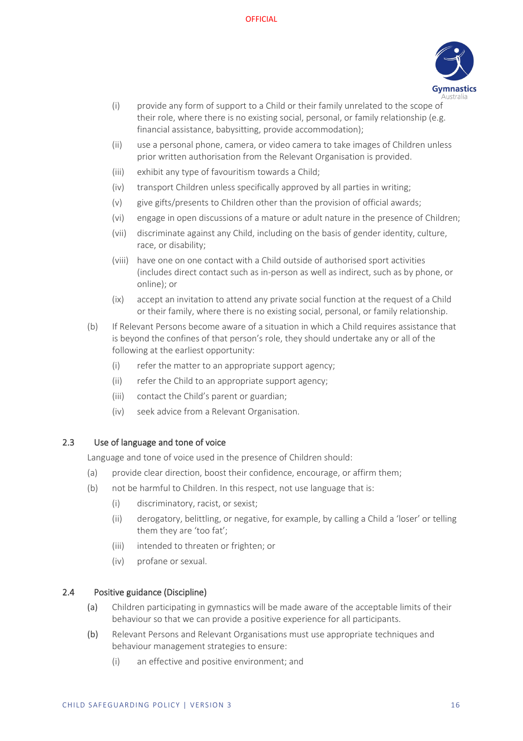(i) provide any form of support to a Child or their family unrelated to the scope of their role, where there is no existing social, personal, or family relationship (e.g. financial assistance, babysitting, provide accommodation);

(ii) use a personal phone, camera, or video camera to take images of Children unless prior written authorisation from the Relevant Organisation is provided.

(iii) exhibit any type of favouritism towards a Child;

(iv) transport Children unless specifically approved by all parties in writing;

(v) give gifts/presents to Children other than the provision of official awards;

(vi) engage in open discussions of a mature or adult nature in the presence of Children;

(vii) discriminate against any Child, including on the basis of gender identity, culture, race, or disability;

(viii) have one on one contact with a Child outside of authorised sport activities (includes direct contact such as in-person as well as indirect, such as by phone, or online); or

(ix) accept an invitation to attend any private social function at the request of a Child or their family, where there is no existing social, personal, or family relationship.

(b) If Relevant Persons become aware of a situation in which a Child requires assistance that is beyond the confines of that person's role, they should undertake any or all of the following at the earliest opportunity:

(i) refer the matter to an appropriate support agency;

(ii) refer the Child to an appropriate support agency;

(iii) contact the Child's parent or guardian;

(iv) seek advice from a Relevant Organisation.

## 2.3 Use of language and tone of voice

Language and tone of voice used in the presence of Children should:

(a) provide clear direction, boost their confidence, encourage, or affirm them;

(b) not be harmful to Children. In this respect, not use language that is:

(i) discriminatory, racist, or sexist;

(ii) derogatory, belittling, or negative, for example, by calling a Child a 'loser' or telling them they are 'too fat';

(iii) intended to threaten or frighten; or

(iv) profane or sexual.

## 2.4 Positive guidance (Discipline)

(a) Children participating in gymnastics will be made aware of the acceptable limits of their behaviour so that we can provide a positive experience for all participants.

(b) Relevant Persons and Relevant Organisations must use appropriate techniques and behaviour management strategies to ensure:

(i) an effective and positive environment; and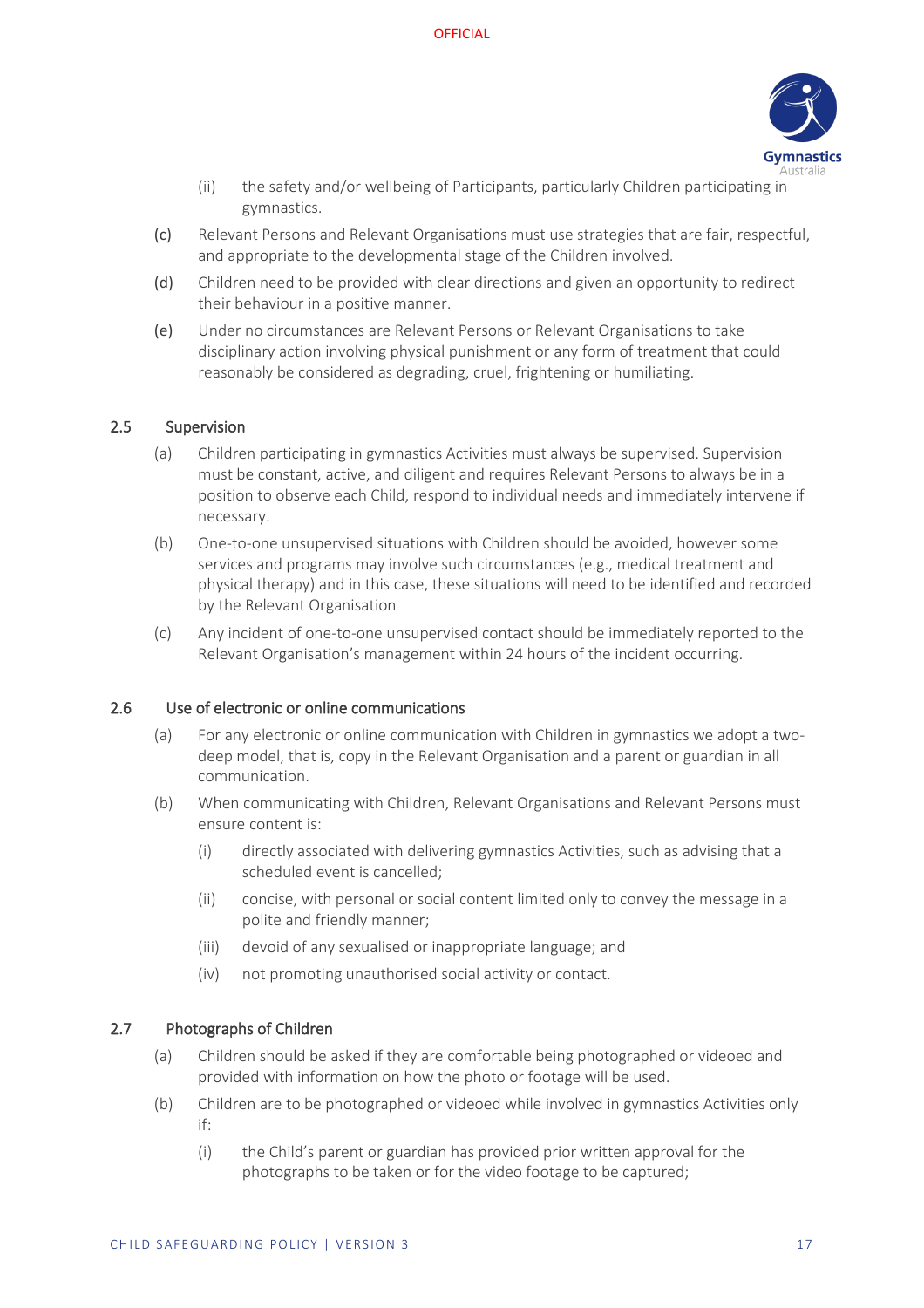(ii) the safety and/or wellbeing of Participants, particularly Children participating in gymnastics.

(c) Relevant Persons and Relevant Organisations must use strategies that are fair, respectful, and appropriate to the developmental stage of the Children involved.

(d) Children need to be provided with clear directions and given an opportunity to redirect their behaviour in a positive manner.

(e) Under no circumstances are Relevant Persons or Relevant Organisations to take disciplinary action involving physical punishment or any form of treatment that could reasonably be considered as degrading, cruel, frightening or humiliating.

## 2.5 Supervision

(a) Children participating in gymnastics Activities must always be supervised. Supervision must be constant, active, and diligent and requires Relevant Persons to always be in a position to observe each Child, respond to individual needs and immediately intervene if necessary.

(b) One-to-one unsupervised situations with Children should be avoided, however some services and programs may involve such circumstances (e.g., medical treatment and physical therapy) and in this case, these situations will need to be identified and recorded by the Relevant Organisation

(c) Any incident of one-to-one unsupervised contact should be immediately reported to the Relevant Organisation's management within 24 hours of the incident occurring.

## 2.6 Use of electronic or online communications

(a) For any electronic or online communication with Children in gymnastics we adopt a two-deep model, that is, copy in the Relevant Organisation and a parent or guardian in all communication.

(b) When communicating with Children, Relevant Organisations and Relevant Persons must ensure content is:

  (i) directly associated with delivering gymnastics Activities, such as advising that a scheduled event is cancelled;

  (ii) concise, with personal or social content limited only to convey the message in a polite and friendly manner;

  (iii) devoid of any sexualised or inappropriate language; and

  (iv) not promoting unauthorised social activity or contact.

## 2.7 Photographs of Children

(a) Children should be asked if they are comfortable being photographed or videoed and provided with information on how the photo or footage will be used.

(b) Children are to be photographed or videoed while involved in gymnastics Activities only if:

  (i) the Child's parent or guardian has provided prior written approval for the photographs to be taken or for the video footage to be captured;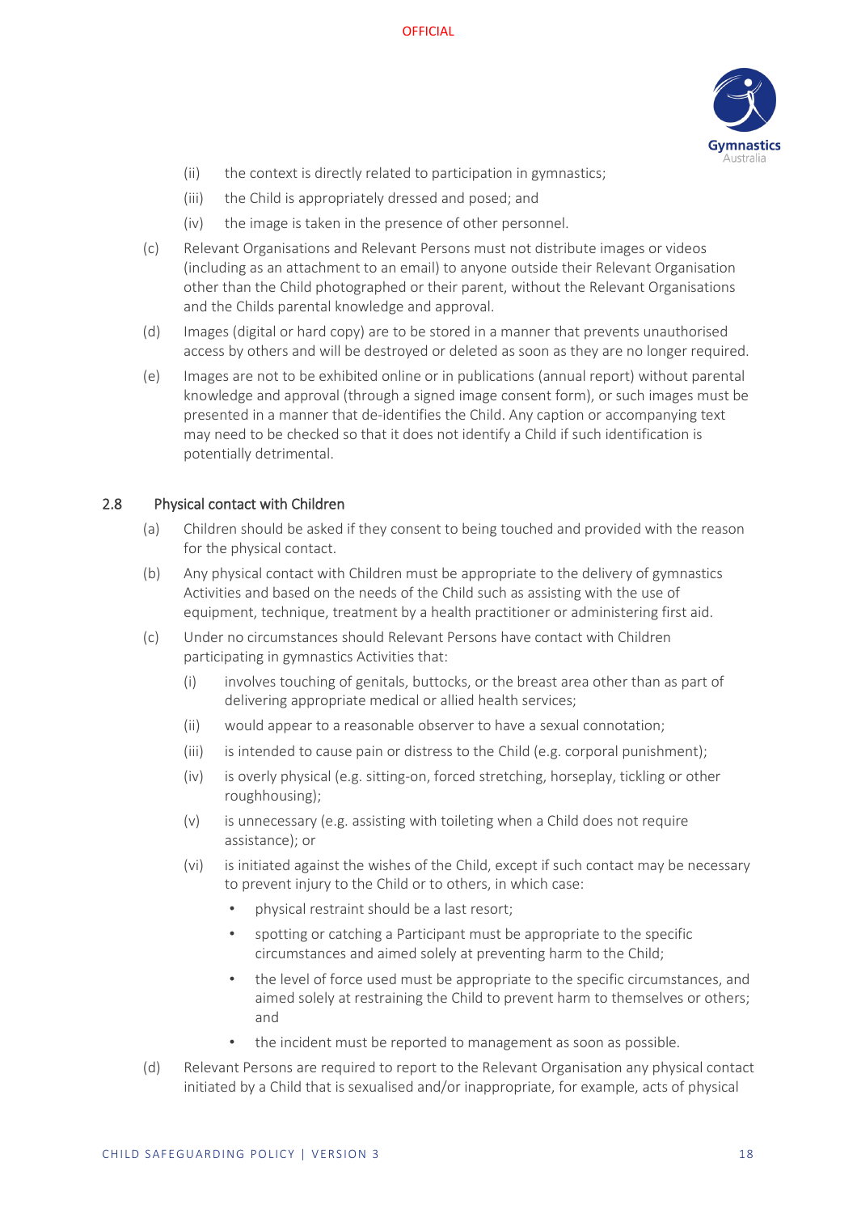(ii) the context is directly related to participation in gymnastics;

(iii) the Child is appropriately dressed and posed; and

(iv) the image is taken in the presence of other personnel.

(c) Relevant Organisations and Relevant Persons must not distribute images or videos (including as an attachment to an email) to anyone outside their Relevant Organisation other than the Child photographed or their parent, without the Relevant Organisations and the Childs parental knowledge and approval.

(d) Images (digital or hard copy) are to be stored in a manner that prevents unauthorised access by others and will be destroyed or deleted as soon as they are no longer required.

(e) Images are not to be exhibited online or in publications (annual report) without parental knowledge and approval (through a signed image consent form), or such images must be presented in a manner that de-identifies the Child. Any caption or accompanying text may need to be checked so that it does not identify a Child if such identification is potentially detrimental.

## 2.8 Physical contact with Children

(a) Children should be asked if they consent to being touched and provided with the reason for the physical contact.

(b) Any physical contact with Children must be appropriate to the delivery of gymnastics Activities and based on the needs of the Child such as assisting with the use of equipment, technique, treatment by a health practitioner or administering first aid.

(c) Under no circumstances should Relevant Persons have contact with Children participating in gymnastics Activities that:

(i) involves touching of genitals, buttocks, or the breast area other than as part of delivering appropriate medical or allied health services;

(ii) would appear to a reasonable observer to have a sexual connotation;

(iii) is intended to cause pain or distress to the Child (e.g. corporal punishment);

(iv) is overly physical (e.g. sitting-on, forced stretching, horseplay, tickling or other roughhousing);

(v) is unnecessary (e.g. assisting with toileting when a Child does not require assistance); or

(vi) is initiated against the wishes of the Child, except if such contact may be necessary to prevent injury to the Child or to others, in which case:

- physical restraint should be a last resort;
- spotting or catching a Participant must be appropriate to the specific circumstances and aimed solely at preventing harm to the Child;
- the level of force used must be appropriate to the specific circumstances, and aimed solely at restraining the Child to prevent harm to themselves or others; and
- the incident must be reported to management as soon as possible.

(d) Relevant Persons are required to report to the Relevant Organisation any physical contact initiated by a Child that is sexualised and/or inappropriate, for example, acts of physical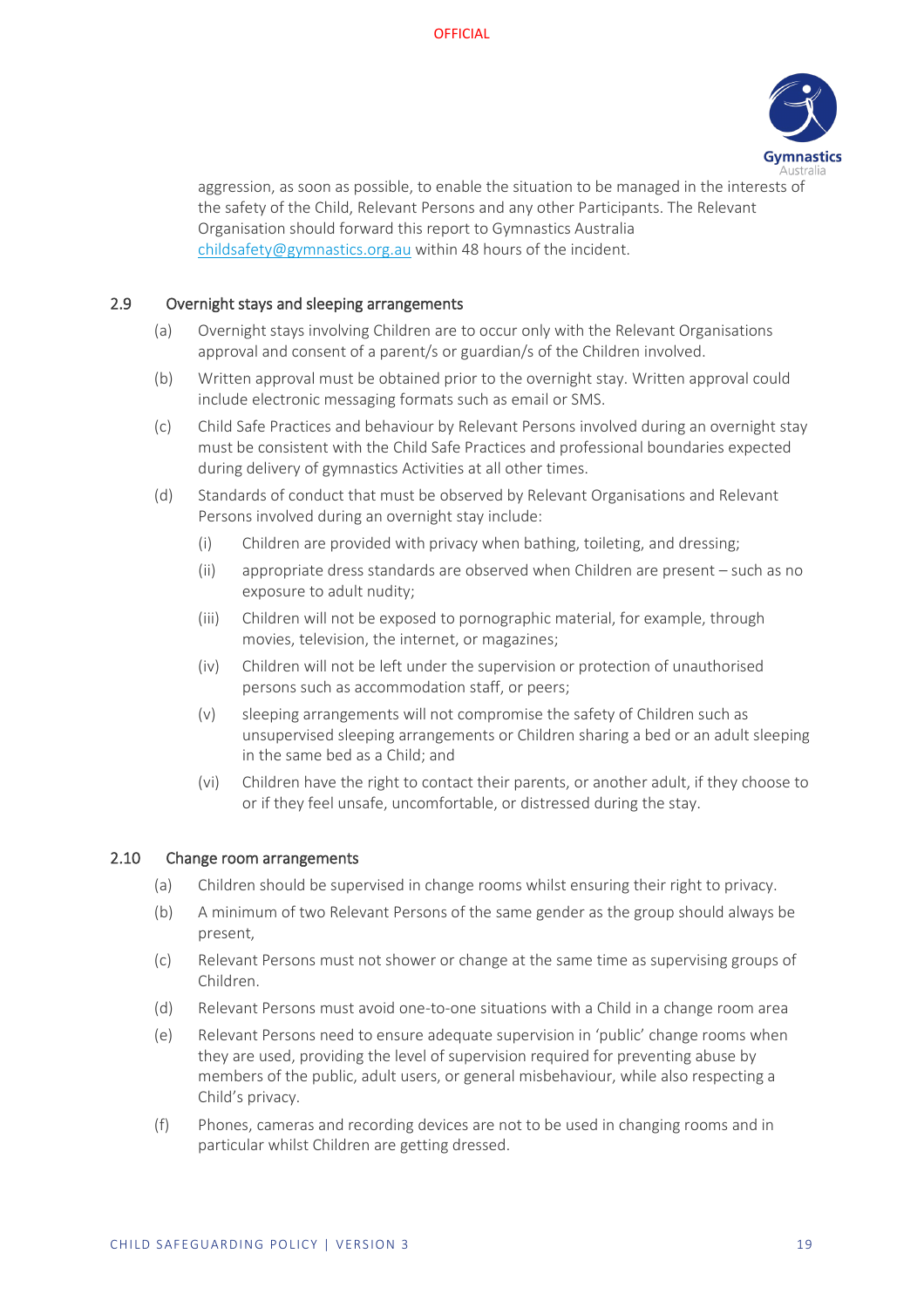aggression, as soon as possible, to enable the situation to be managed in the interests of the safety of the Child, Relevant Persons and any other Participants. The Relevant Organisation should forward this report to Gymnastics Australia childsafety@gymnastics.org.au within 48 hours of the incident.

## 2.9 Overnight stays and sleeping arrangements

(a) Overnight stays involving Children are to occur only with the Relevant Organisations approval and consent of a parent/s or guardian/s of the Children involved.

(b) Written approval must be obtained prior to the overnight stay. Written approval could include electronic messaging formats such as email or SMS.

(c) Child Safe Practices and behaviour by Relevant Persons involved during an overnight stay must be consistent with the Child Safe Practices and professional boundaries expected during delivery of gymnastics Activities at all other times.

(d) Standards of conduct that must be observed by Relevant Organisations and Relevant Persons involved during an overnight stay include:

  (i) Children are provided with privacy when bathing, toileting, and dressing;

  (ii) appropriate dress standards are observed when Children are present – such as no exposure to adult nudity;

  (iii) Children will not be exposed to pornographic material, for example, through movies, television, the internet, or magazines;

  (iv) Children will not be left under the supervision or protection of unauthorised persons such as accommodation staff, or peers;

  (v) sleeping arrangements will not compromise the safety of Children such as unsupervised sleeping arrangements or Children sharing a bed or an adult sleeping in the same bed as a Child; and

  (vi) Children have the right to contact their parents, or another adult, if they choose to or if they feel unsafe, uncomfortable, or distressed during the stay.

## 2.10 Change room arrangements

(a) Children should be supervised in change rooms whilst ensuring their right to privacy.

(b) A minimum of two Relevant Persons of the same gender as the group should always be present,

(c) Relevant Persons must not shower or change at the same time as supervising groups of Children.

(d) Relevant Persons must avoid one-to-one situations with a Child in a change room area

(e) Relevant Persons need to ensure adequate supervision in 'public' change rooms when they are used, providing the level of supervision required for preventing abuse by members of the public, adult users, or general misbehaviour, while also respecting a Child's privacy.

(f) Phones, cameras and recording devices are not to be used in changing rooms and in particular whilst Children are getting dressed.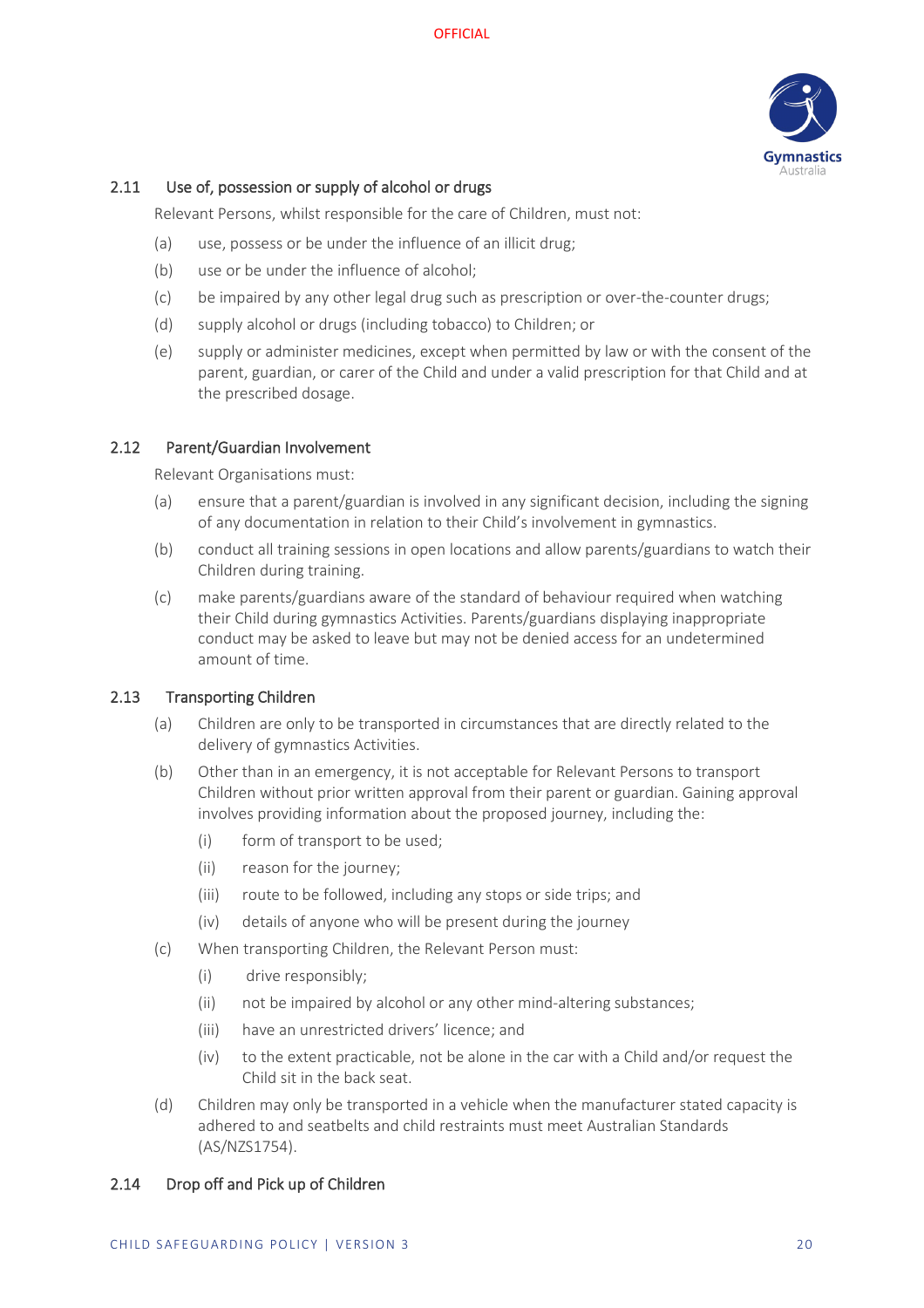### 2.11 Use of, possession or supply of alcohol or drugs

Relevant Persons, whilst responsible for the care of Children, must not:

(a) use, possess or be under the influence of an illicit drug;

(b) use or be under the influence of alcohol;

(c) be impaired by any other legal drug such as prescription or over-the-counter drugs;

(d) supply alcohol or drugs (including tobacco) to Children; or

(e) supply or administer medicines, except when permitted by law or with the consent of the parent, guardian, or carer of the Child and under a valid prescription for that Child and at the prescribed dosage.

### 2.12 Parent/Guardian Involvement

Relevant Organisations must:

(a) ensure that a parent/guardian is involved in any significant decision, including the signing of any documentation in relation to their Child's involvement in gymnastics.

(b) conduct all training sessions in open locations and allow parents/guardians to watch their Children during training.

(c) make parents/guardians aware of the standard of behaviour required when watching their Child during gymnastics Activities. Parents/guardians displaying inappropriate conduct may be asked to leave but may not be denied access for an undetermined amount of time.

### 2.13 Transporting Children

(a) Children are only to be transported in circumstances that are directly related to the delivery of gymnastics Activities.

(b) Other than in an emergency, it is not acceptable for Relevant Persons to transport Children without prior written approval from their parent or guardian. Gaining approval involves providing information about the proposed journey, including the:

  (i) form of transport to be used;

  (ii) reason for the journey;

  (iii) route to be followed, including any stops or side trips; and

  (iv) details of anyone who will be present during the journey

(c) When transporting Children, the Relevant Person must:

  (i) drive responsibly;

  (ii) not be impaired by alcohol or any other mind-altering substances;

  (iii) have an unrestricted drivers' licence; and

  (iv) to the extent practicable, not be alone in the car with a Child and/or request the Child sit in the back seat.

(d) Children may only be transported in a vehicle when the manufacturer stated capacity is adhered to and seatbelts and child restraints must meet Australian Standards (AS/NZS1754).

### 2.14 Drop off and Pick up of Children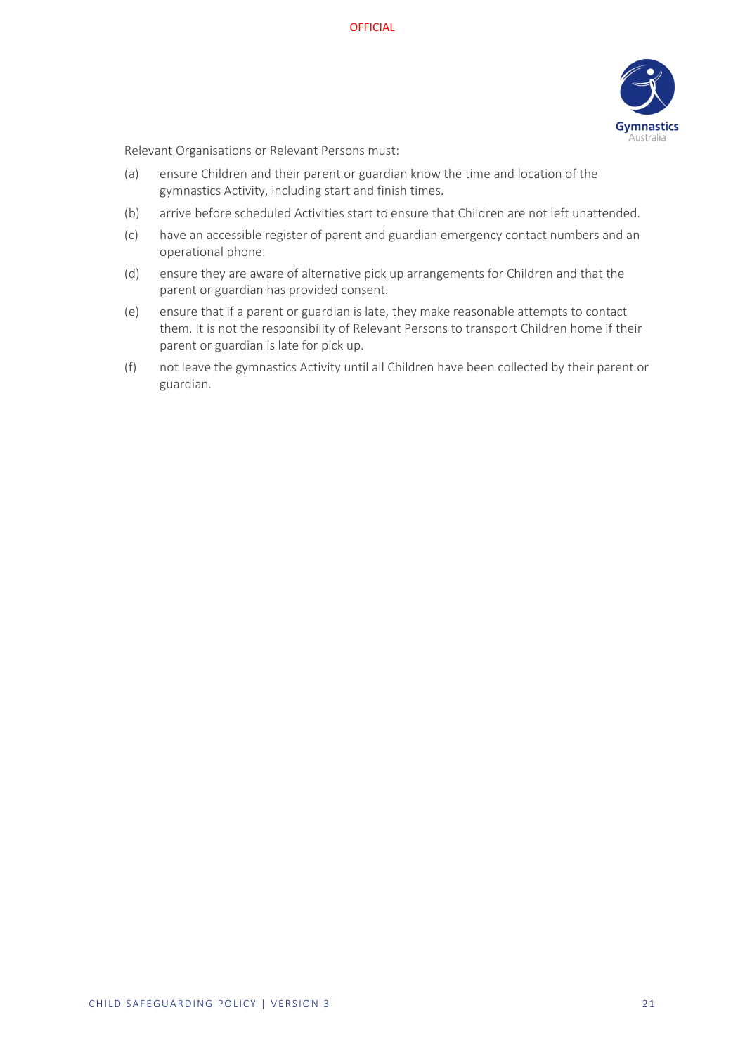Relevant Organisations or Relevant Persons must:

(a) ensure Children and their parent or guardian know the time and location of the gymnastics Activity, including start and finish times.

(b) arrive before scheduled Activities start to ensure that Children are not left unattended.

(c) have an accessible register of parent and guardian emergency contact numbers and an operational phone.

(d) ensure they are aware of alternative pick up arrangements for Children and that the parent or guardian has provided consent.

(e) ensure that if a parent or guardian is late, they make reasonable attempts to contact them. It is not the responsibility of Relevant Persons to transport Children home if their parent or guardian is late for pick up.

(f) not leave the gymnastics Activity until all Children have been collected by their parent or guardian.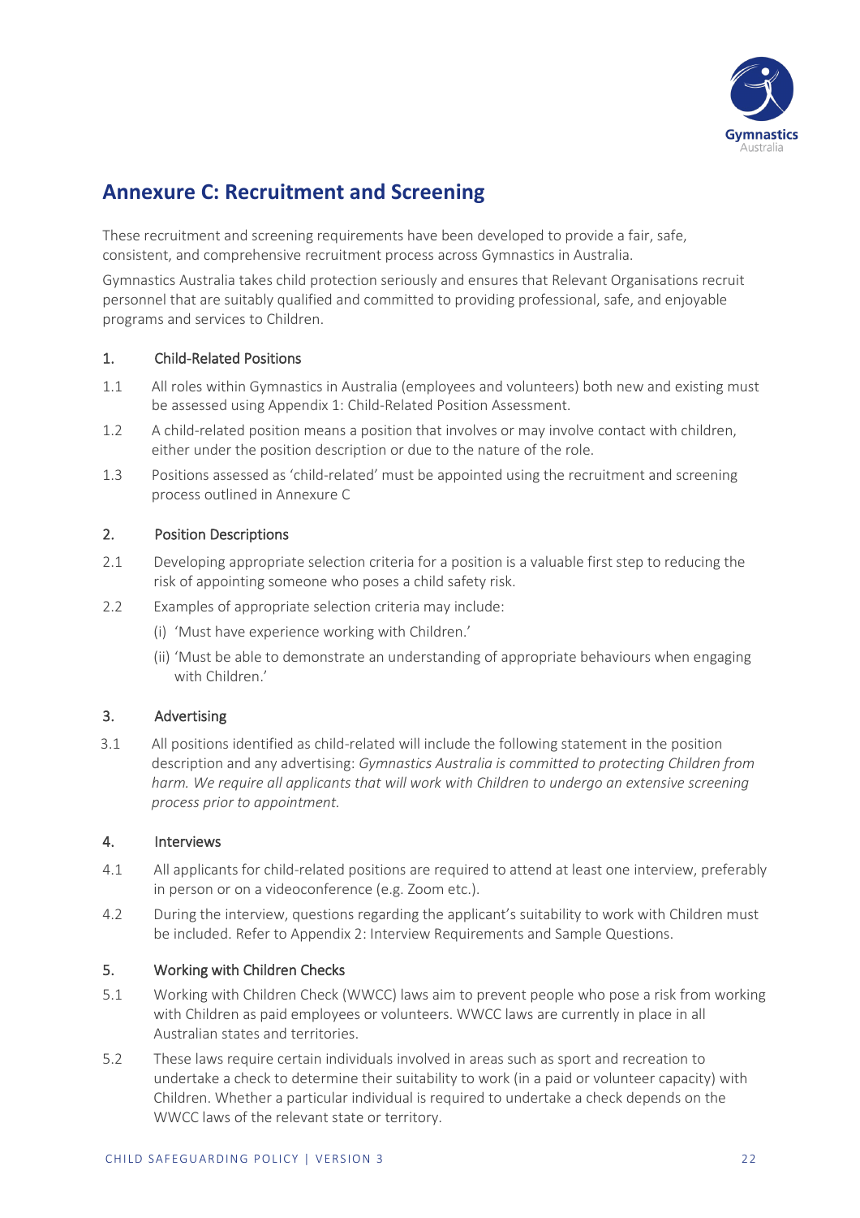# Annexure C: Recruitment and Screening

These recruitment and screening requirements have been developed to provide a fair, safe, consistent, and comprehensive recruitment process across Gymnastics in Australia.

Gymnastics Australia takes child protection seriously and ensures that Relevant Organisations recruit personnel that are suitably qualified and committed to providing professional, safe, and enjoyable programs and services to Children.

## 1. Child-Related Positions

1.1 All roles within Gymnastics in Australia (employees and volunteers) both new and existing must be assessed using Appendix 1: Child-Related Position Assessment.

1.2 A child-related position means a position that involves or may involve contact with children, either under the position description or due to the nature of the role.

1.3 Positions assessed as 'child-related' must be appointed using the recruitment and screening process outlined in Annexure C

## 2. Position Descriptions

2.1 Developing appropriate selection criteria for a position is a valuable first step to reducing the risk of appointing someone who poses a child safety risk.

2.2 Examples of appropriate selection criteria may include:

(i) 'Must have experience working with Children.'

(ii) 'Must be able to demonstrate an understanding of appropriate behaviours when engaging with Children.'

## 3. Advertising

3.1 All positions identified as child-related will include the following statement in the position description and any advertising: *Gymnastics Australia is committed to protecting Children from harm. We require all applicants that will work with Children to undergo an extensive screening process prior to appointment.*

## 4. Interviews

4.1 All applicants for child-related positions are required to attend at least one interview, preferably in person or on a videoconference (e.g. Zoom etc.).

4.2 During the interview, questions regarding the applicant's suitability to work with Children must be included. Refer to Appendix 2: Interview Requirements and Sample Questions.

## 5. Working with Children Checks

5.1 Working with Children Check (WWCC) laws aim to prevent people who pose a risk from working with Children as paid employees or volunteers. WWCC laws are currently in place in all Australian states and territories.

5.2 These laws require certain individuals involved in areas such as sport and recreation to undertake a check to determine their suitability to work (in a paid or volunteer capacity) with Children. Whether a particular individual is required to undertake a check depends on the WWCC laws of the relevant state or territory.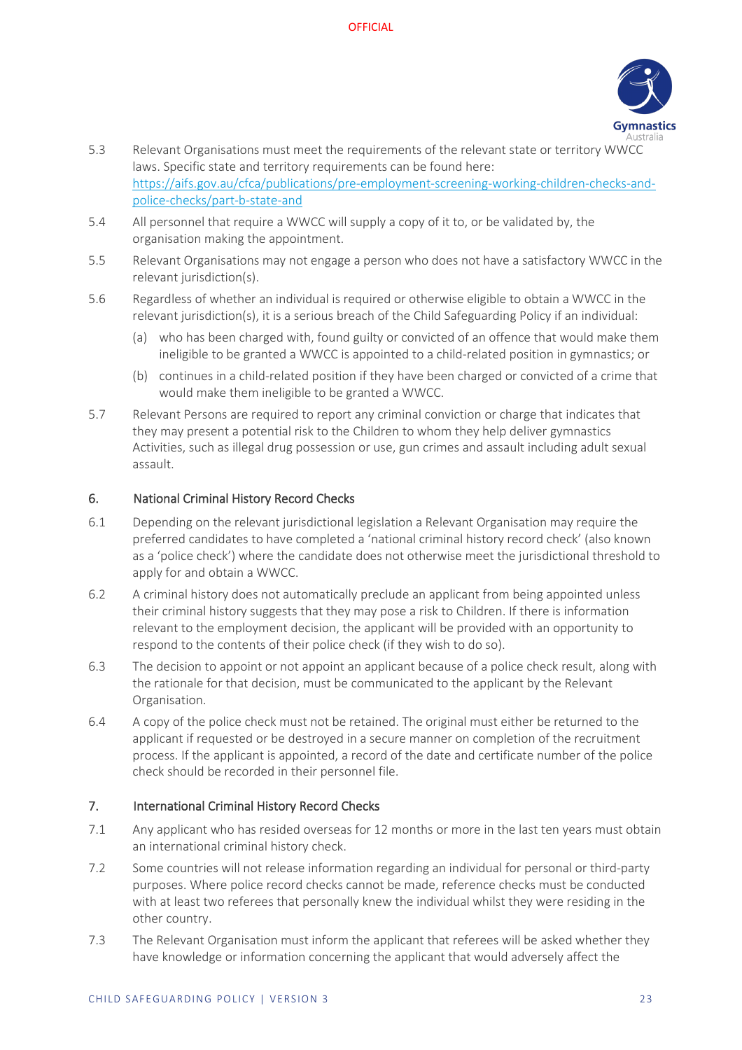5.3 Relevant Organisations must meet the requirements of the relevant state or territory WWCC laws. Specific state and territory requirements can be found here: https://aifs.gov.au/cfca/publications/pre-employment-screening-working-children-checks-and-police-checks/part-b-state-and

5.4 All personnel that require a WWCC will supply a copy of it to, or be validated by, the organisation making the appointment.

5.5 Relevant Organisations may not engage a person who does not have a satisfactory WWCC in the relevant jurisdiction(s).

5.6 Regardless of whether an individual is required or otherwise eligible to obtain a WWCC in the relevant jurisdiction(s), it is a serious breach of the Child Safeguarding Policy if an individual:

(a) who has been charged with, found guilty or convicted of an offence that would make them ineligible to be granted a WWCC is appointed to a child-related position in gymnastics; or

(b) continues in a child-related position if they have been charged or convicted of a crime that would make them ineligible to be granted a WWCC.

5.7 Relevant Persons are required to report any criminal conviction or charge that indicates that they may present a potential risk to the Children to whom they help deliver gymnastics Activities, such as illegal drug possession or use, gun crimes and assault including adult sexual assault.

## 6. National Criminal History Record Checks

6.1 Depending on the relevant jurisdictional legislation a Relevant Organisation may require the preferred candidates to have completed a 'national criminal history record check' (also known as a 'police check') where the candidate does not otherwise meet the jurisdictional threshold to apply for and obtain a WWCC.

6.2 A criminal history does not automatically preclude an applicant from being appointed unless their criminal history suggests that they may pose a risk to Children. If there is information relevant to the employment decision, the applicant will be provided with an opportunity to respond to the contents of their police check (if they wish to do so).

6.3 The decision to appoint or not appoint an applicant because of a police check result, along with the rationale for that decision, must be communicated to the applicant by the Relevant Organisation.

6.4 A copy of the police check must not be retained. The original must either be returned to the applicant if requested or be destroyed in a secure manner on completion of the recruitment process. If the applicant is appointed, a record of the date and certificate number of the police check should be recorded in their personnel file.

## 7. International Criminal History Record Checks

7.1 Any applicant who has resided overseas for 12 months or more in the last ten years must obtain an international criminal history check.

7.2 Some countries will not release information regarding an individual for personal or third-party purposes. Where police record checks cannot be made, reference checks must be conducted with at least two referees that personally knew the individual whilst they were residing in the other country.

7.3 The Relevant Organisation must inform the applicant that referees will be asked whether they have knowledge or information concerning the applicant that would adversely affect the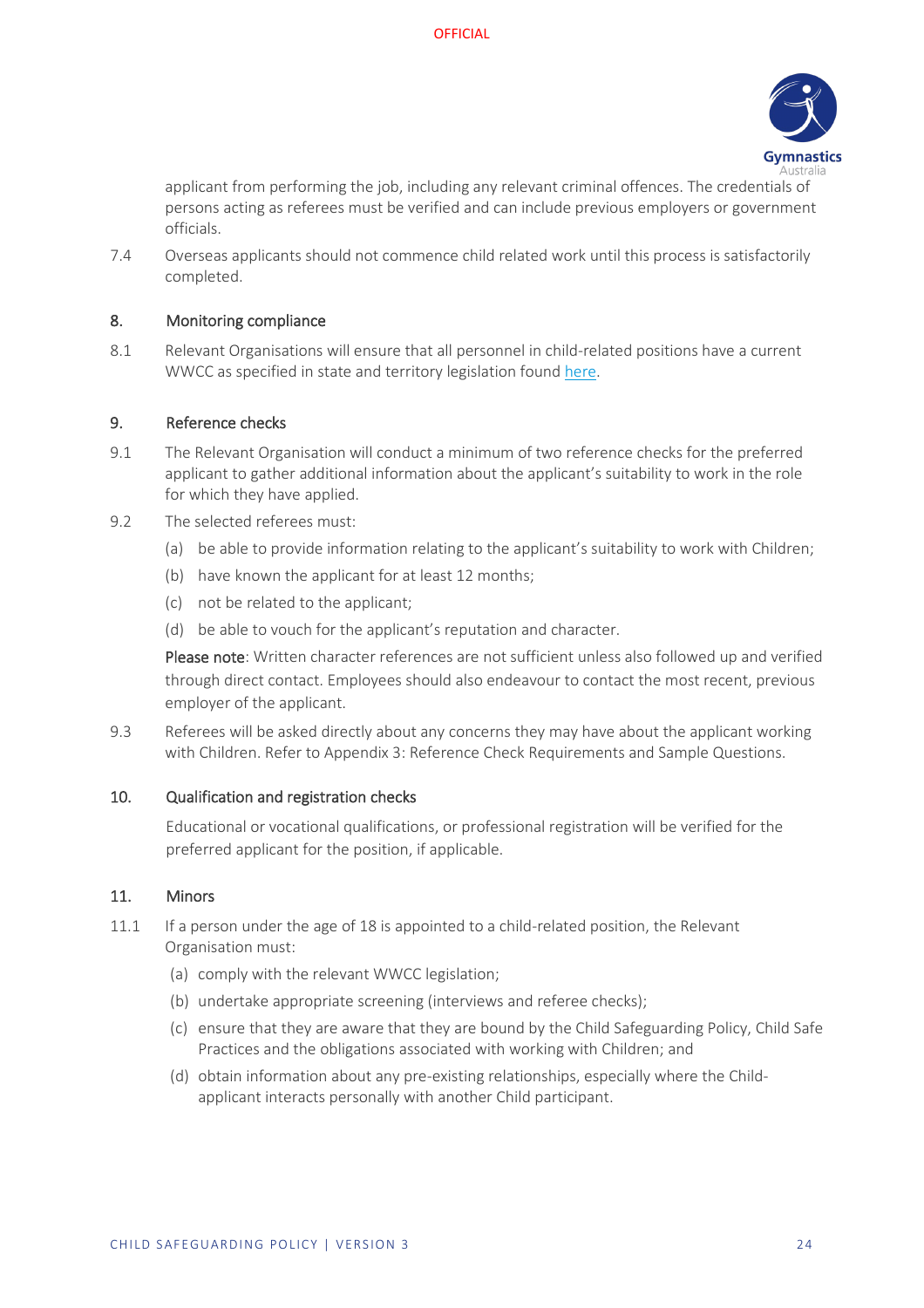applicant from performing the job, including any relevant criminal offences. The credentials of persons acting as referees must be verified and can include previous employers or government officials.

7.4 Overseas applicants should not commence child related work until this process is satisfactorily completed.

## 8. Monitoring compliance

8.1 Relevant Organisations will ensure that all personnel in child-related positions have a current WWCC as specified in state and territory legislation found here.

## 9. Reference checks

9.1 The Relevant Organisation will conduct a minimum of two reference checks for the preferred applicant to gather additional information about the applicant's suitability to work in the role for which they have applied.

9.2 The selected referees must:

(a) be able to provide information relating to the applicant's suitability to work with Children;

(b) have known the applicant for at least 12 months;

(c) not be related to the applicant;

(d) be able to vouch for the applicant's reputation and character.

**Please note**: Written character references are not sufficient unless also followed up and verified through direct contact. Employees should also endeavour to contact the most recent, previous employer of the applicant.

9.3 Referees will be asked directly about any concerns they may have about the applicant working with Children. Refer to Appendix 3: Reference Check Requirements and Sample Questions.

## 10. Qualification and registration checks

Educational or vocational qualifications, or professional registration will be verified for the preferred applicant for the position, if applicable.

## 11. Minors

11.1 If a person under the age of 18 is appointed to a child-related position, the Relevant Organisation must:

(a) comply with the relevant WWCC legislation;

(b) undertake appropriate screening (interviews and referee checks);

(c) ensure that they are aware that they are bound by the Child Safeguarding Policy, Child Safe Practices and the obligations associated with working with Children; and

(d) obtain information about any pre-existing relationships, especially where the Child-applicant interacts personally with another Child participant.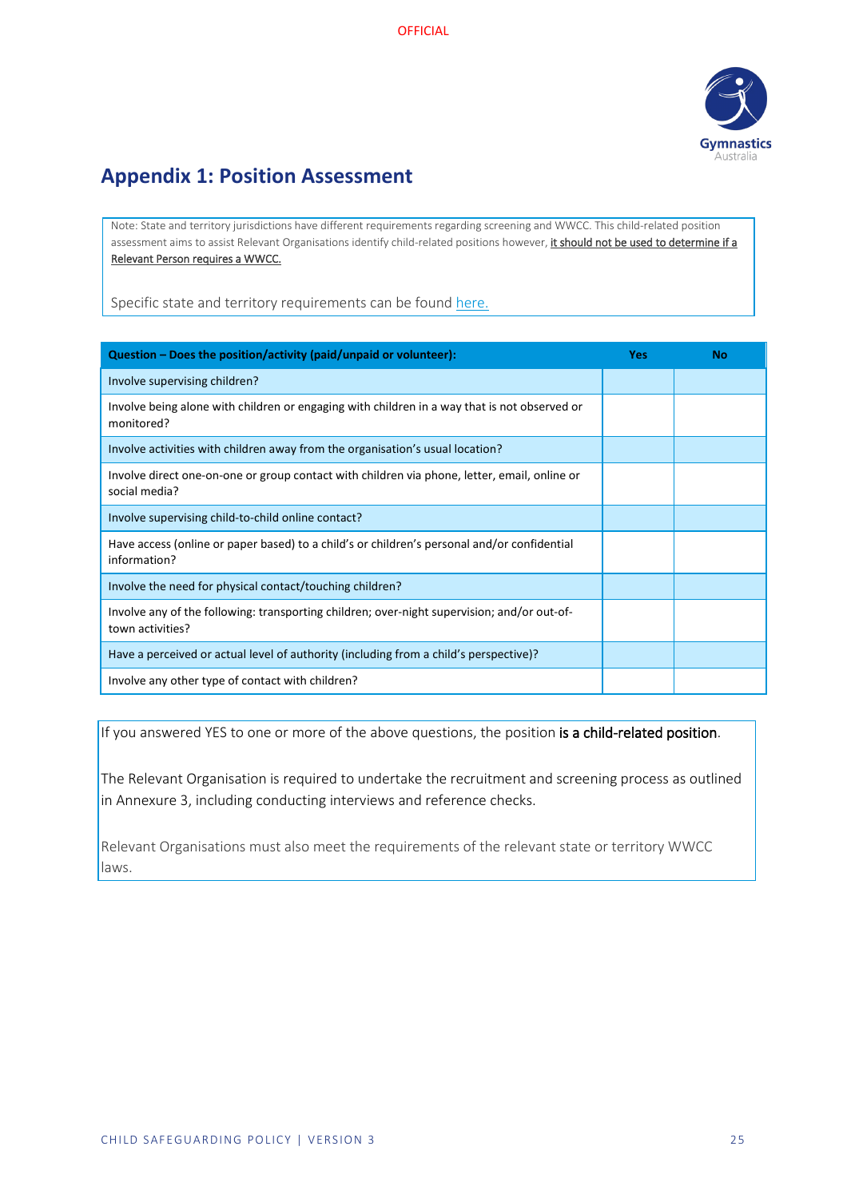# Appendix 1: Position Assessment

Note: State and territory jurisdictions have different requirements regarding screening and WWCC. This child-related position assessment aims to assist Relevant Organisations identify child-related positions however, it should not be used to determine if a Relevant Person requires a WWCC.

Specific state and territory requirements can be found here.

| Question – Does the position/activity (paid/unpaid or volunteer): | Yes | No |
|---|---|---|
| Involve supervising children? | | |
| Involve being alone with children or engaging with children in a way that is not observed or monitored? | | |
| Involve activities with children away from the organisation's usual location? | | |
| Involve direct one-on-one or group contact with children via phone, letter, email, online or social media? | | |
| Involve supervising child-to-child online contact? | | |
| Have access (online or paper based) to a child's or children's personal and/or confidential information? | | |
| Involve the need for physical contact/touching children? | | |
| Involve any of the following: transporting children; over-night supervision; and/or out-of-town activities? | | |
| Have a perceived or actual level of authority (including from a child's perspective)? | | |
| Involve any other type of contact with children? | | |

If you answered YES to one or more of the above questions, the position is a child-related position.

The Relevant Organisation is required to undertake the recruitment and screening process as outlined in Annexure 3, including conducting interviews and reference checks.

Relevant Organisations must also meet the requirements of the relevant state or territory WWCC laws.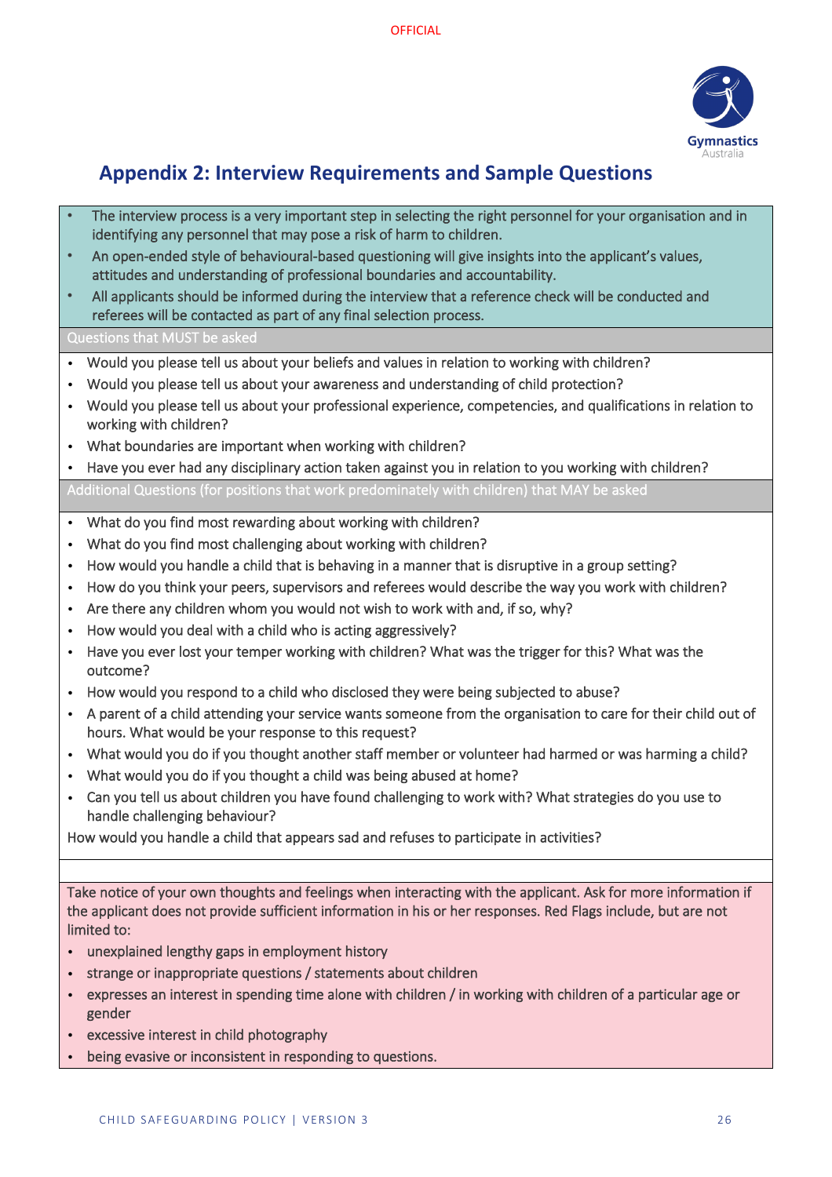## Appendix 2: Interview Requirements and Sample Questions

- The interview process is a very important step in selecting the right personnel for your organisation and in identifying any personnel that may pose a risk of harm to children.
- An open-ended style of behavioural-based questioning will give insights into the applicant's values, attitudes and understanding of professional boundaries and accountability.
- All applicants should be informed during the interview that a reference check will be conducted and referees will be contacted as part of any final selection process.

**Questions that MUST be asked**

- Would you please tell us about your beliefs and values in relation to working with children?
- Would you please tell us about your awareness and understanding of child protection?
- Would you please tell us about your professional experience, competencies, and qualifications in relation to working with children?
- What boundaries are important when working with children?
- Have you ever had any disciplinary action taken against you in relation to you working with children?

**Additional Questions (for positions that work predominately with children) that MAY be asked**

- What do you find most rewarding about working with children?
- What do you find most challenging about working with children?
- How would you handle a child that is behaving in a manner that is disruptive in a group setting?
- How do you think your peers, supervisors and referees would describe the way you work with children?
- Are there any children whom you would not wish to work with and, if so, why?
- How would you deal with a child who is acting aggressively?
- Have you ever lost your temper working with children? What was the trigger for this? What was the outcome?
- How would you respond to a child who disclosed they were being subjected to abuse?
- A parent of a child attending your service wants someone from the organisation to care for their child out of hours. What would be your response to this request?
- What would you do if you thought another staff member or volunteer had harmed or was harming a child?
- What would you do if you thought a child was being abused at home?
- Can you tell us about children you have found challenging to work with? What strategies do you use to handle challenging behaviour?

How would you handle a child that appears sad and refuses to participate in activities?

Take notice of your own thoughts and feelings when interacting with the applicant. Ask for more information if the applicant does not provide sufficient information in his or her responses. Red Flags include, but are not limited to:

- unexplained lengthy gaps in employment history
- strange or inappropriate questions / statements about children
- expresses an interest in spending time alone with children / in working with children of a particular age or gender
- excessive interest in child photography
- being evasive or inconsistent in responding to questions.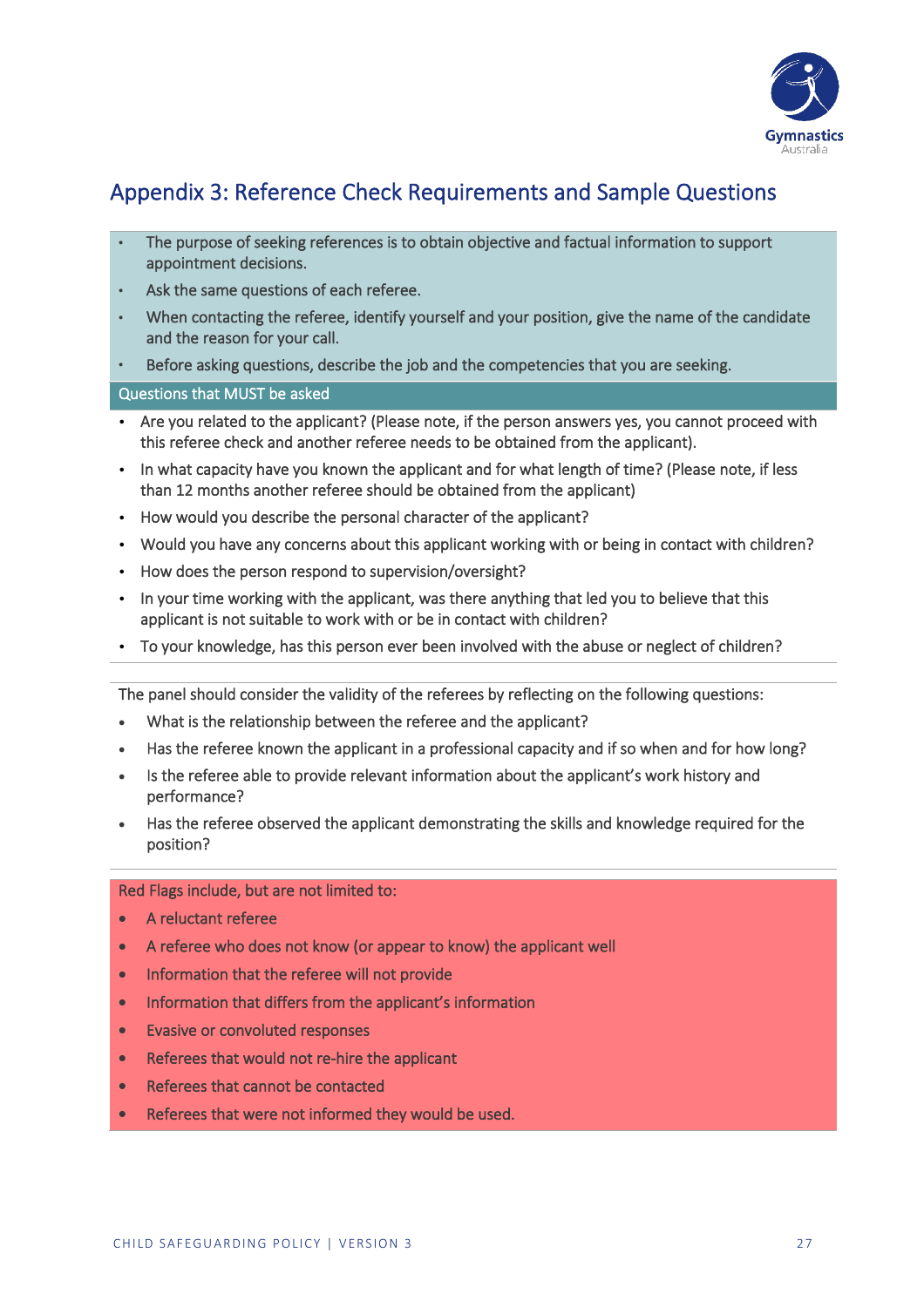## Appendix 3: Reference Check Requirements and Sample Questions

- The purpose of seeking references is to obtain objective and factual information to support appointment decisions.
- Ask the same questions of each referee.
- When contacting the referee, identify yourself and your position, give the name of the candidate and the reason for your call.
- Before asking questions, describe the job and the competencies that you are seeking.

**Questions that MUST be asked**

- Are you related to the applicant? (Please note, if the person answers yes, you cannot proceed with this referee check and another referee needs to be obtained from the applicant).
- In what capacity have you known the applicant and for what length of time? (Please note, if less than 12 months another referee should be obtained from the applicant)
- How would you describe the personal character of the applicant?
- Would you have any concerns about this applicant working with or being in contact with children?
- How does the person respond to supervision/oversight?
- In your time working with the applicant, was there anything that led you to believe that this applicant is not suitable to work with or be in contact with children?
- To your knowledge, has this person ever been involved with the abuse or neglect of children?

The panel should consider the validity of the referees by reflecting on the following questions:

- What is the relationship between the referee and the applicant?
- Has the referee known the applicant in a professional capacity and if so when and for how long?
- Is the referee able to provide relevant information about the applicant's work history and performance?
- Has the referee observed the applicant demonstrating the skills and knowledge required for the position?

Red Flags include, but are not limited to:

- A reluctant referee
- A referee who does not know (or appear to know) the applicant well
- Information that the referee will not provide
- Information that differs from the applicant's information
- Evasive or convoluted responses
- Referees that would not re-hire the applicant
- Referees that cannot be contacted
- Referees that were not informed they would be used.